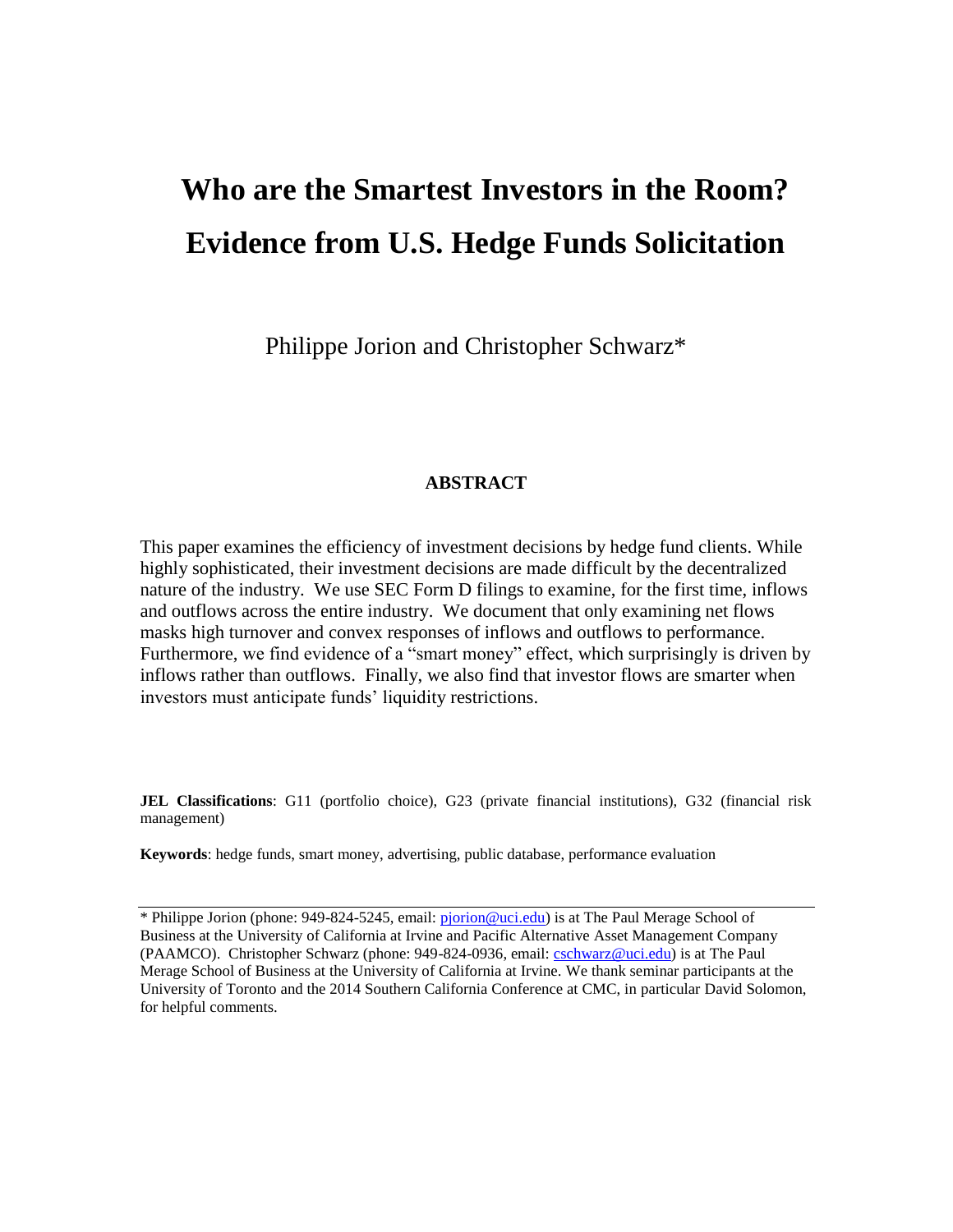# Who are the Smartest Investors in the Room? Evidence from U.S. Hedge Funds Solicitation

Philippe Jorion and Christopher Schwarz*

## ABSTRACT

This paper examines the efficiency of investment decisions by hedge fund clients. While highly sophisticated, their investment decisions are made difficult by the decentralized nature of the industry. We use SEC Form D filings to examine, for the first time, inflows and outflows across the entire industry. We document that only examining net flows masks high turnover and convex responses of inflows and outflows to performance. Furthermore, we find evidence of a "smart money" effect, which surprisingly is driven by inflows rather than outflows. Finally, we also find that investor flows are smarter when investors must anticipate funds' liquidity restrictions.

**JEL Classifications**: G11 (portfolio choice), G23 (private financial institutions), G32 (financial risk management)

**Keywords**: hedge funds, smart money, advertising, public database, performance evaluation

---

\* Philippe Jorion (phone: 949-824-5245, email: pjorion@uci.edu) is at The Paul Merage School of Business at the University of California at Irvine and Pacific Alternative Asset Management Company (PAAMCO). Christopher Schwarz (phone: 949-824-0936, email: cschwarz@uci.edu) is at The Paul Merage School of Business at the University of California at Irvine. We thank seminar participants at the University of Toronto and the 2014 Southern California Conference at CMC, in particular David Solomon, for helpful comments.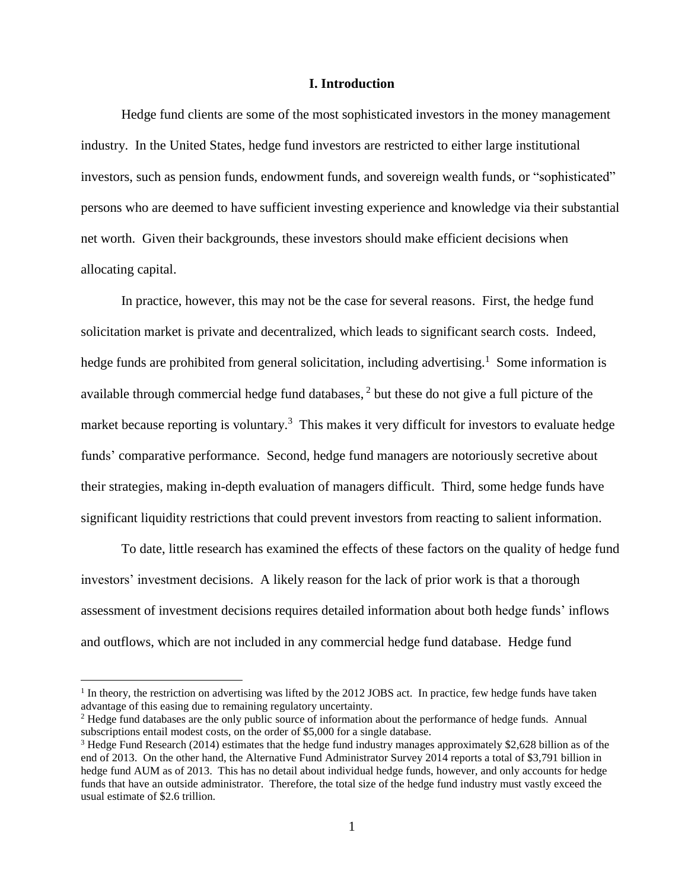# I. Introduction

Hedge fund clients are some of the most sophisticated investors in the money management industry. In the United States, hedge fund investors are restricted to either large institutional investors, such as pension funds, endowment funds, and sovereign wealth funds, or "sophisticated" persons who are deemed to have sufficient investing experience and knowledge via their substantial net worth. Given their backgrounds, these investors should make efficient decisions when allocating capital.

In practice, however, this may not be the case for several reasons. First, the hedge fund solicitation market is private and decentralized, which leads to significant search costs. Indeed, hedge funds are prohibited from general solicitation, including advertising.[1] Some information is available through commercial hedge fund databases,[2] but these do not give a full picture of the market because reporting is voluntary.[3] This makes it very difficult for investors to evaluate hedge funds' comparative performance. Second, hedge fund managers are notoriously secretive about their strategies, making in-depth evaluation of managers difficult. Third, some hedge funds have significant liquidity restrictions that could prevent investors from reacting to salient information.

To date, little research has examined the effects of these factors on the quality of hedge fund investors' investment decisions. A likely reason for the lack of prior work is that a thorough assessment of investment decisions requires detailed information about both hedge funds' inflows and outflows, which are not included in any commercial hedge fund database. Hedge fund

[1] In theory, the restriction on advertising was lifted by the 2012 JOBS act. In practice, few hedge funds have taken advantage of this easing due to remaining regulatory uncertainty.

[2] Hedge fund databases are the only public source of information about the performance of hedge funds. Annual subscriptions entail modest costs, on the order of $5,000 for a single database.

[3] Hedge Fund Research (2014) estimates that the hedge fund industry manages approximately $2,628 billion as of the end of 2013. On the other hand, the Alternative Fund Administrator Survey 2014 reports a total of $3,791 billion in hedge fund AUM as of 2013. This has no detail about individual hedge funds, however, and only accounts for hedge funds that have an outside administrator. Therefore, the total size of the hedge fund industry must vastly exceed the usual estimate of $2.6 trillion.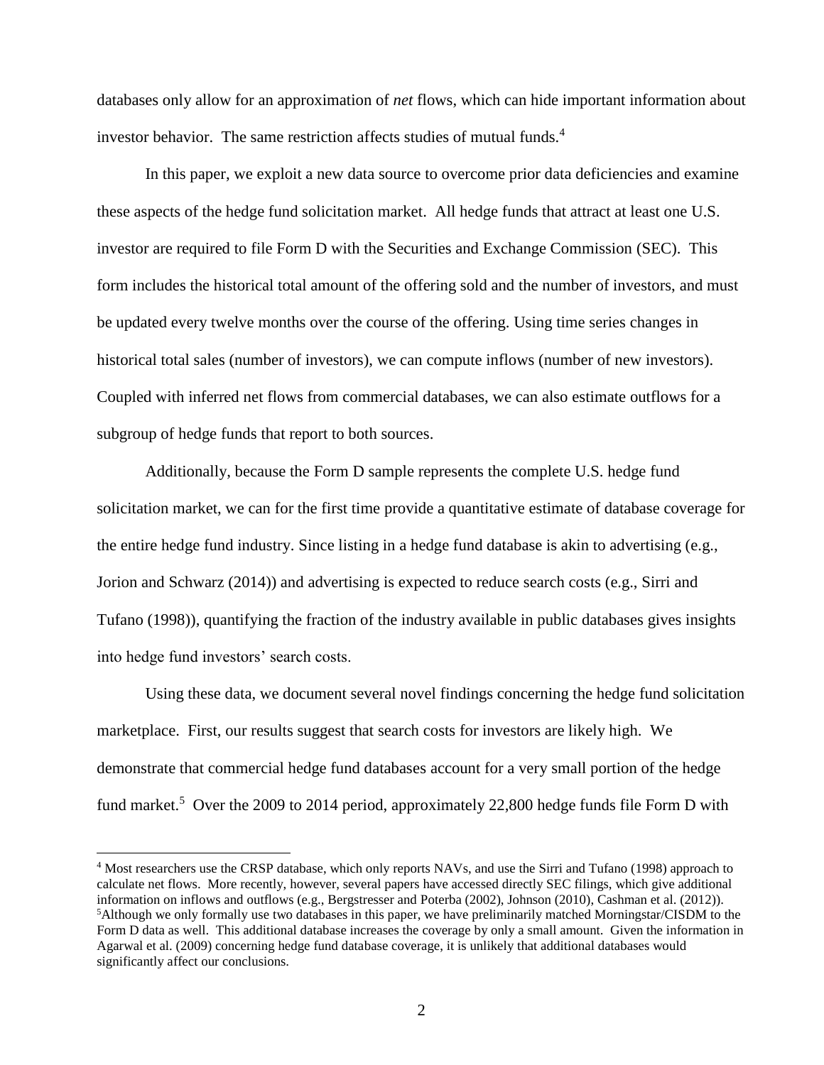databases only allow for an approximation of *net* flows, which can hide important information about investor behavior. The same restriction affects studies of mutual funds.[4]

In this paper, we exploit a new data source to overcome prior data deficiencies and examine these aspects of the hedge fund solicitation market. All hedge funds that attract at least one U.S. investor are required to file Form D with the Securities and Exchange Commission (SEC). This form includes the historical total amount of the offering sold and the number of investors, and must be updated every twelve months over the course of the offering. Using time series changes in historical total sales (number of investors), we can compute inflows (number of new investors). Coupled with inferred net flows from commercial databases, we can also estimate outflows for a subgroup of hedge funds that report to both sources.

Additionally, because the Form D sample represents the complete U.S. hedge fund solicitation market, we can for the first time provide a quantitative estimate of database coverage for the entire hedge fund industry. Since listing in a hedge fund database is akin to advertising (e.g., Jorion and Schwarz (2014)) and advertising is expected to reduce search costs (e.g., Sirri and Tufano (1998)), quantifying the fraction of the industry available in public databases gives insights into hedge fund investors' search costs.

Using these data, we document several novel findings concerning the hedge fund solicitation marketplace. First, our results suggest that search costs for investors are likely high. We demonstrate that commercial hedge fund databases account for a very small portion of the hedge fund market.[5] Over the 2009 to 2014 period, approximately 22,800 hedge funds file Form D with

[4] Most researchers use the CRSP database, which only reports NAVs, and use the Sirri and Tufano (1998) approach to calculate net flows. More recently, however, several papers have accessed directly SEC filings, which give additional information on inflows and outflows (e.g., Bergstresser and Poterba (2002), Johnson (2010), Cashman et al. (2012)).

[5] Although we only formally use two databases in this paper, we have preliminarily matched Morningstar/CISDM to the Form D data as well. This additional database increases the coverage by only a small amount. Given the information in Agarwal et al. (2009) concerning hedge fund database coverage, it is unlikely that additional databases would significantly affect our conclusions.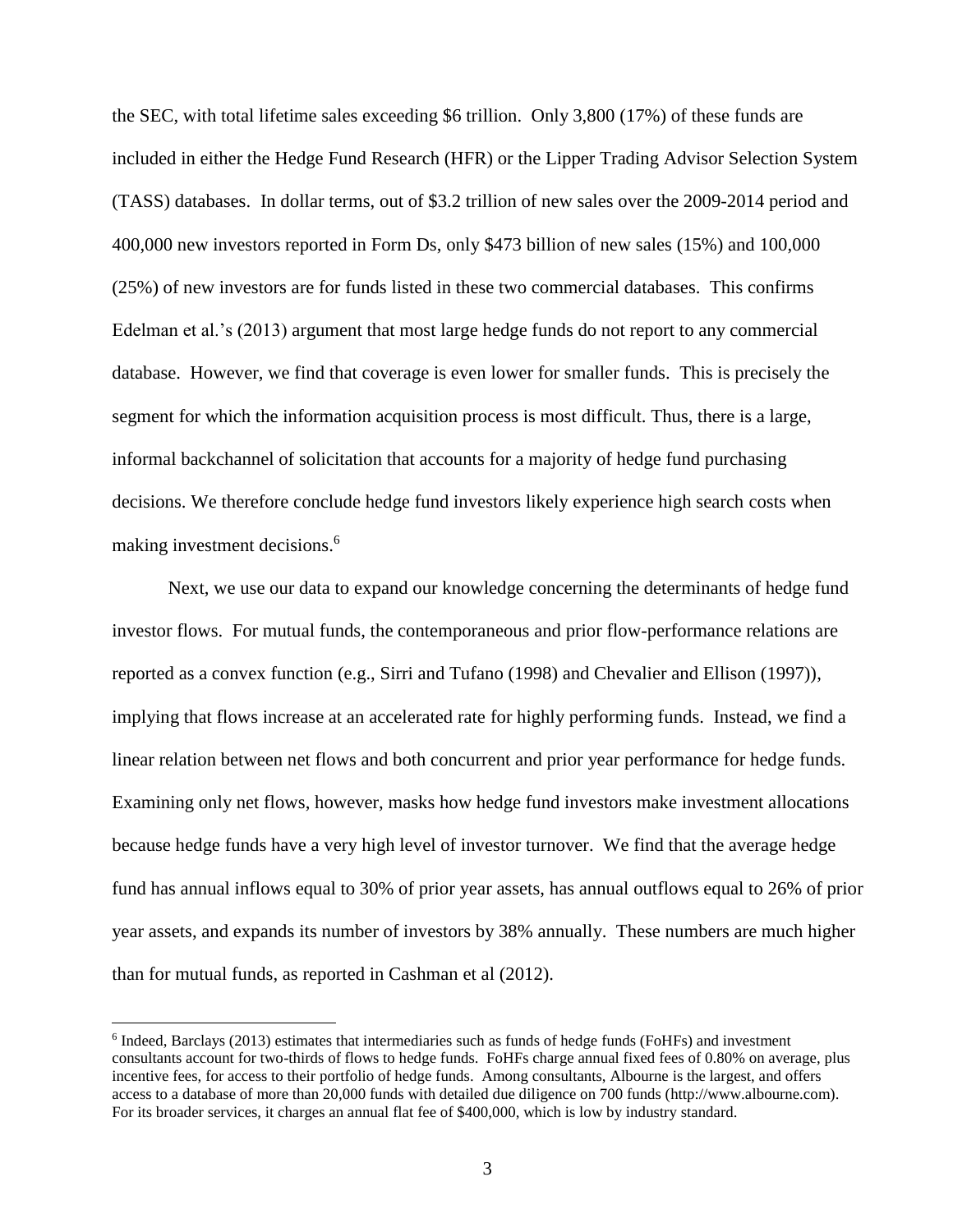the SEC, with total lifetime sales exceeding $6 trillion. Only 3,800 (17%) of these funds are included in either the Hedge Fund Research (HFR) or the Lipper Trading Advisor Selection System (TASS) databases. In dollar terms, out of $3.2 trillion of new sales over the 2009-2014 period and 400,000 new investors reported in Form Ds, only $473 billion of new sales (15%) and 100,000 (25%) of new investors are for funds listed in these two commercial databases. This confirms Edelman et al.'s (2013) argument that most large hedge funds do not report to any commercial database. However, we find that coverage is even lower for smaller funds. This is precisely the segment for which the information acquisition process is most difficult. Thus, there is a large, informal backchannel of solicitation that accounts for a majority of hedge fund purchasing decisions. We therefore conclude hedge fund investors likely experience high search costs when making investment decisions.[6]

Next, we use our data to expand our knowledge concerning the determinants of hedge fund investor flows. For mutual funds, the contemporaneous and prior flow-performance relations are reported as a convex function (e.g., Sirri and Tufano (1998) and Chevalier and Ellison (1997)), implying that flows increase at an accelerated rate for highly performing funds. Instead, we find a linear relation between net flows and both concurrent and prior year performance for hedge funds. Examining only net flows, however, masks how hedge fund investors make investment allocations because hedge funds have a very high level of investor turnover. We find that the average hedge fund has annual inflows equal to 30% of prior year assets, has annual outflows equal to 26% of prior year assets, and expands its number of investors by 38% annually. These numbers are much higher than for mutual funds, as reported in Cashman et al (2012).

[6] Indeed, Barclays (2013) estimates that intermediaries such as funds of hedge funds (FoHFs) and investment consultants account for two-thirds of flows to hedge funds. FoHFs charge annual fixed fees of 0.80% on average, plus incentive fees, for access to their portfolio of hedge funds. Among consultants, Albourne is the largest, and offers access to a database of more than 20,000 funds with detailed due diligence on 700 funds (http://www.albourne.com). For its broader services, it charges an annual flat fee of $400,000, which is low by industry standard.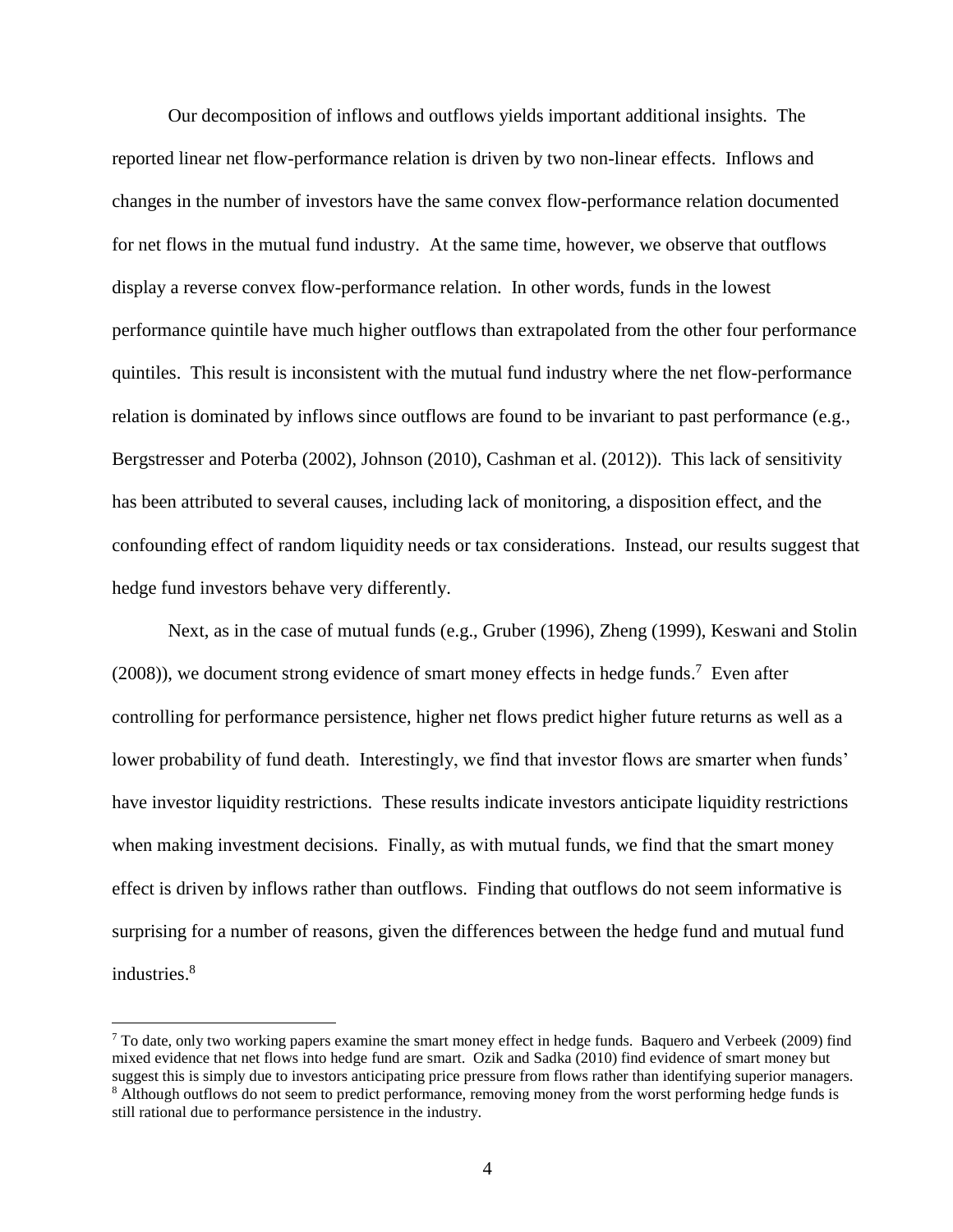Our decomposition of inflows and outflows yields important additional insights. The reported linear net flow-performance relation is driven by two non-linear effects. Inflows and changes in the number of investors have the same convex flow-performance relation documented for net flows in the mutual fund industry. At the same time, however, we observe that outflows display a reverse convex flow-performance relation. In other words, funds in the lowest performance quintile have much higher outflows than extrapolated from the other four performance quintiles. This result is inconsistent with the mutual fund industry where the net flow-performance relation is dominated by inflows since outflows are found to be invariant to past performance (e.g., Bergstresser and Poterba (2002), Johnson (2010), Cashman et al. (2012)). This lack of sensitivity has been attributed to several causes, including lack of monitoring, a disposition effect, and the confounding effect of random liquidity needs or tax considerations. Instead, our results suggest that hedge fund investors behave very differently.

Next, as in the case of mutual funds (e.g., Gruber (1996), Zheng (1999), Keswani and Stolin (2008)), we document strong evidence of smart money effects in hedge funds.[7] Even after controlling for performance persistence, higher net flows predict higher future returns as well as a lower probability of fund death. Interestingly, we find that investor flows are smarter when funds' have investor liquidity restrictions. These results indicate investors anticipate liquidity restrictions when making investment decisions. Finally, as with mutual funds, we find that the smart money effect is driven by inflows rather than outflows. Finding that outflows do not seem informative is surprising for a number of reasons, given the differences between the hedge fund and mutual fund industries.[8]

[7] To date, only two working papers examine the smart money effect in hedge funds. Baquero and Verbeek (2009) find mixed evidence that net flows into hedge fund are smart. Ozik and Sadka (2010) find evidence of smart money but suggest this is simply due to investors anticipating price pressure from flows rather than identifying superior managers.

[8] Although outflows do not seem to predict performance, removing money from the worst performing hedge funds is still rational due to performance persistence in the industry.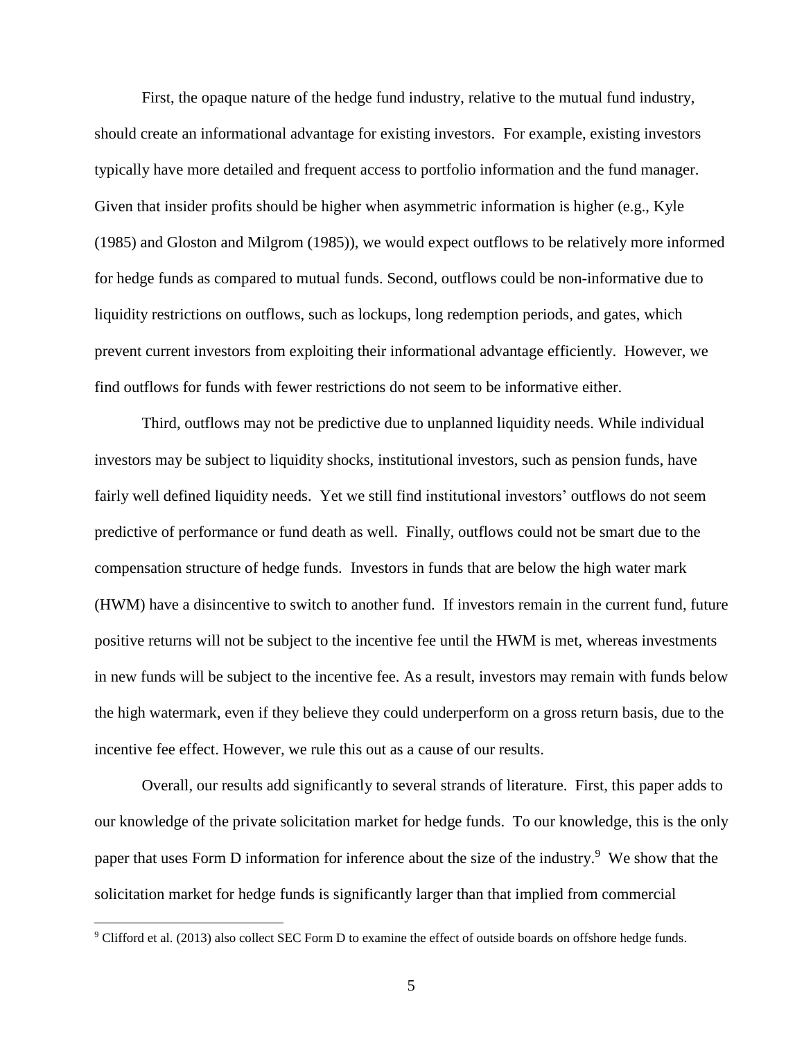First, the opaque nature of the hedge fund industry, relative to the mutual fund industry, should create an informational advantage for existing investors. For example, existing investors typically have more detailed and frequent access to portfolio information and the fund manager. Given that insider profits should be higher when asymmetric information is higher (e.g., Kyle (1985) and Gloston and Milgrom (1985)), we would expect outflows to be relatively more informed for hedge funds as compared to mutual funds. Second, outflows could be non-informative due to liquidity restrictions on outflows, such as lockups, long redemption periods, and gates, which prevent current investors from exploiting their informational advantage efficiently. However, we find outflows for funds with fewer restrictions do not seem to be informative either.

Third, outflows may not be predictive due to unplanned liquidity needs. While individual investors may be subject to liquidity shocks, institutional investors, such as pension funds, have fairly well defined liquidity needs. Yet we still find institutional investors' outflows do not seem predictive of performance or fund death as well. Finally, outflows could not be smart due to the compensation structure of hedge funds. Investors in funds that are below the high water mark (HWM) have a disincentive to switch to another fund. If investors remain in the current fund, future positive returns will not be subject to the incentive fee until the HWM is met, whereas investments in new funds will be subject to the incentive fee. As a result, investors may remain with funds below the high watermark, even if they believe they could underperform on a gross return basis, due to the incentive fee effect. However, we rule this out as a cause of our results.

Overall, our results add significantly to several strands of literature. First, this paper adds to our knowledge of the private solicitation market for hedge funds. To our knowledge, this is the only paper that uses Form D information for inference about the size of the industry.[9] We show that the solicitation market for hedge funds is significantly larger than that implied from commercial

[9] Clifford et al. (2013) also collect SEC Form D to examine the effect of outside boards on offshore hedge funds.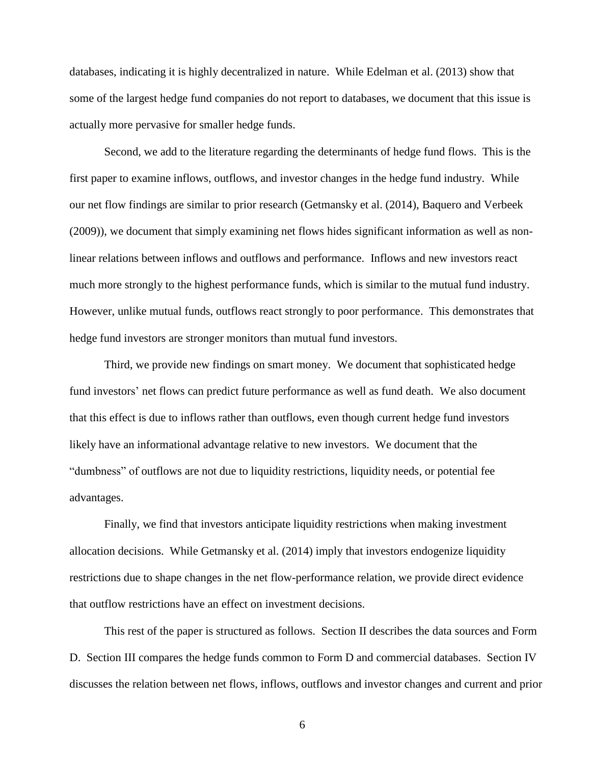databases, indicating it is highly decentralized in nature. While Edelman et al. (2013) show that some of the largest hedge fund companies do not report to databases, we document that this issue is actually more pervasive for smaller hedge funds.

Second, we add to the literature regarding the determinants of hedge fund flows. This is the first paper to examine inflows, outflows, and investor changes in the hedge fund industry. While our net flow findings are similar to prior research (Getmansky et al. (2014), Baquero and Verbeek (2009)), we document that simply examining net flows hides significant information as well as non-linear relations between inflows and outflows and performance. Inflows and new investors react much more strongly to the highest performance funds, which is similar to the mutual fund industry. However, unlike mutual funds, outflows react strongly to poor performance. This demonstrates that hedge fund investors are stronger monitors than mutual fund investors.

Third, we provide new findings on smart money. We document that sophisticated hedge fund investors' net flows can predict future performance as well as fund death. We also document that this effect is due to inflows rather than outflows, even though current hedge fund investors likely have an informational advantage relative to new investors. We document that the "dumbness" of outflows are not due to liquidity restrictions, liquidity needs, or potential fee advantages.

Finally, we find that investors anticipate liquidity restrictions when making investment allocation decisions. While Getmansky et al. (2014) imply that investors endogenize liquidity restrictions due to shape changes in the net flow-performance relation, we provide direct evidence that outflow restrictions have an effect on investment decisions.

This rest of the paper is structured as follows. Section II describes the data sources and Form D. Section III compares the hedge funds common to Form D and commercial databases. Section IV discusses the relation between net flows, inflows, outflows and investor changes and current and prior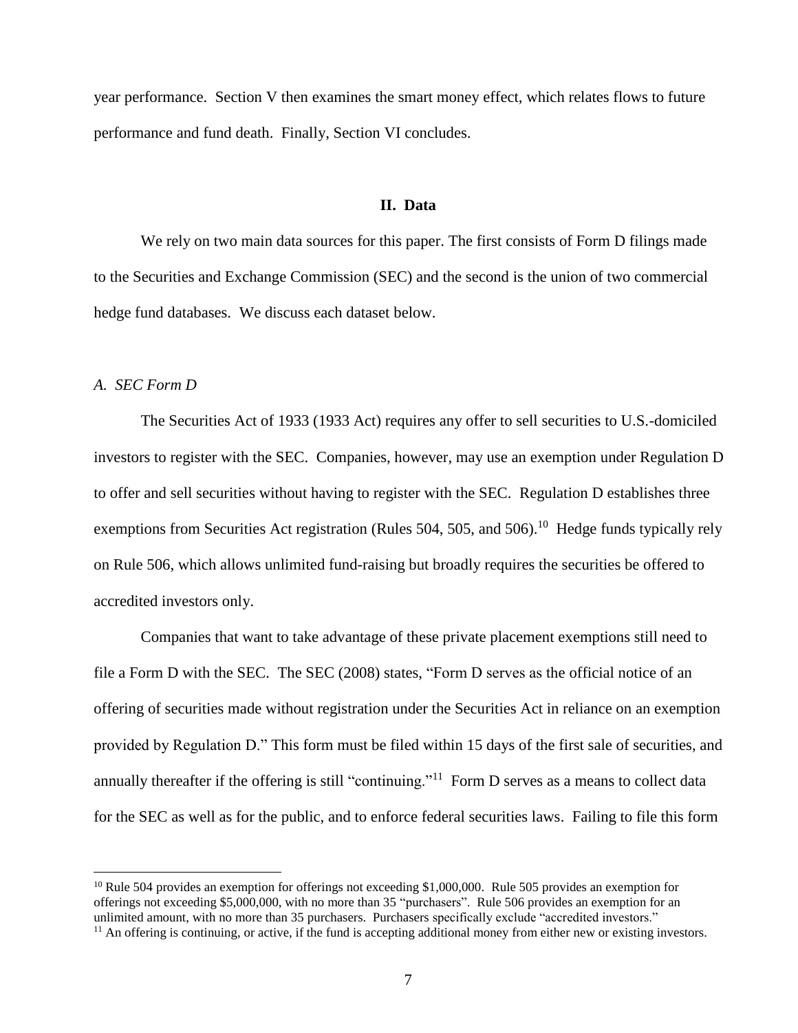year performance. Section V then examines the smart money effect, which relates flows to future performance and fund death. Finally, Section VI concludes.

## II. Data

We rely on two main data sources for this paper. The first consists of Form D filings made to the Securities and Exchange Commission (SEC) and the second is the union of two commercial hedge fund databases. We discuss each dataset below.

### *A. SEC Form D*

The Securities Act of 1933 (1933 Act) requires any offer to sell securities to U.S.-domiciled investors to register with the SEC. Companies, however, may use an exemption under Regulation D to offer and sell securities without having to register with the SEC. Regulation D establishes three exemptions from Securities Act registration (Rules 504, 505, and 506).[10] Hedge funds typically rely on Rule 506, which allows unlimited fund-raising but broadly requires the securities be offered to accredited investors only.

Companies that want to take advantage of these private placement exemptions still need to file a Form D with the SEC. The SEC (2008) states, "Form D serves as the official notice of an offering of securities made without registration under the Securities Act in reliance on an exemption provided by Regulation D." This form must be filed within 15 days of the first sale of securities, and annually thereafter if the offering is still "continuing."[11] Form D serves as a means to collect data for the SEC as well as for the public, and to enforce federal securities laws. Failing to file this form

[10] Rule 504 provides an exemption for offerings not exceeding $1,000,000. Rule 505 provides an exemption for offerings not exceeding $5,000,000, with no more than 35 "purchasers". Rule 506 provides an exemption for an unlimited amount, with no more than 35 purchasers. Purchasers specifically exclude "accredited investors."

[11] An offering is continuing, or active, if the fund is accepting additional money from either new or existing investors.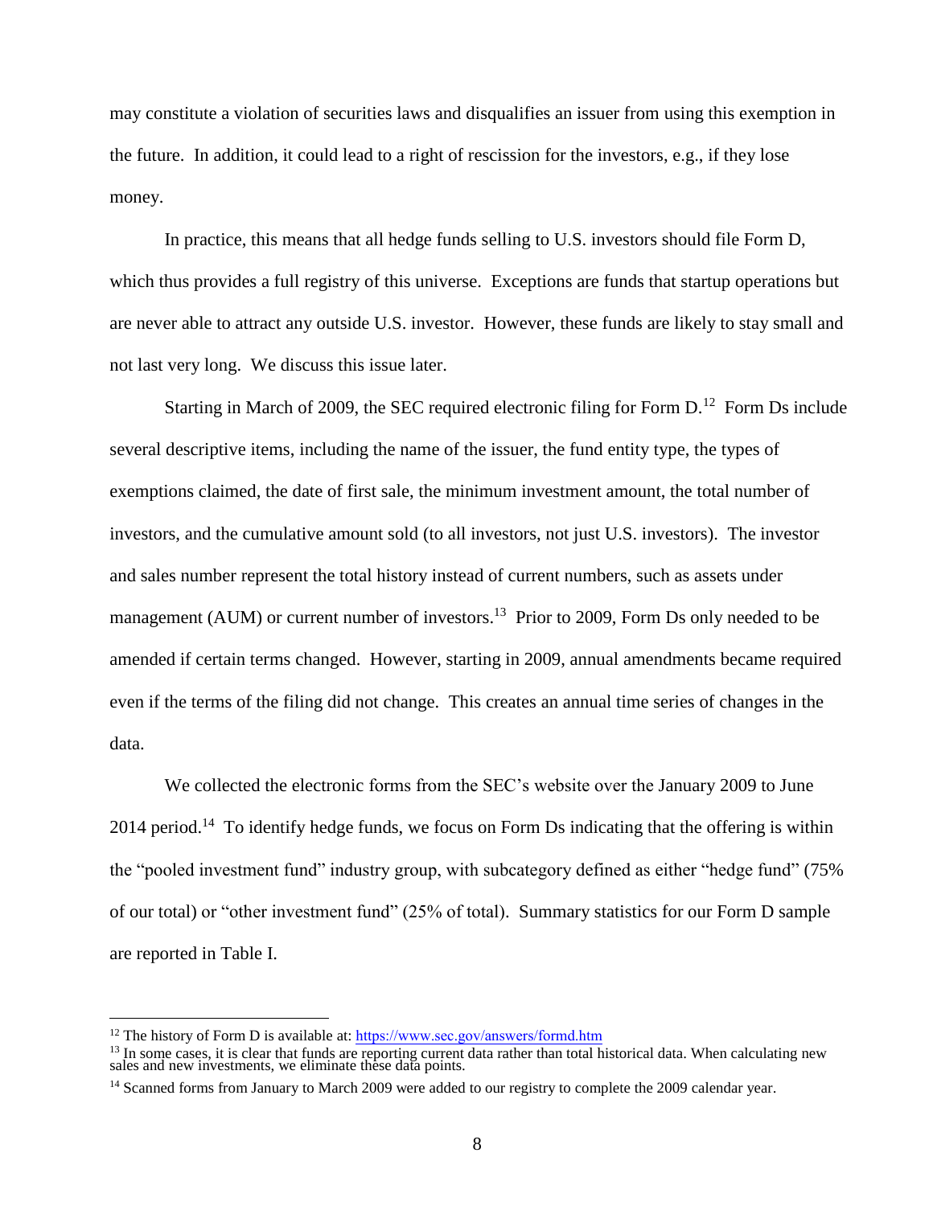may constitute a violation of securities laws and disqualifies an issuer from using this exemption in the future. In addition, it could lead to a right of rescission for the investors, e.g., if they lose money.

In practice, this means that all hedge funds selling to U.S. investors should file Form D, which thus provides a full registry of this universe. Exceptions are funds that startup operations but are never able to attract any outside U.S. investor. However, these funds are likely to stay small and not last very long. We discuss this issue later.

Starting in March of 2009, the SEC required electronic filing for Form D.[12] Form Ds include several descriptive items, including the name of the issuer, the fund entity type, the types of exemptions claimed, the date of first sale, the minimum investment amount, the total number of investors, and the cumulative amount sold (to all investors, not just U.S. investors). The investor and sales number represent the total history instead of current numbers, such as assets under management (AUM) or current number of investors.[13] Prior to 2009, Form Ds only needed to be amended if certain terms changed. However, starting in 2009, annual amendments became required even if the terms of the filing did not change. This creates an annual time series of changes in the data.

We collected the electronic forms from the SEC's website over the January 2009 to June 2014 period.[14] To identify hedge funds, we focus on Form Ds indicating that the offering is within the "pooled investment fund" industry group, with subcategory defined as either "hedge fund" (75% of our total) or "other investment fund" (25% of total). Summary statistics for our Form D sample are reported in Table I.

---

[12] The history of Form D is available at: https://www.sec.gov/answers/formd.htm

[13] In some cases, it is clear that funds are reporting current data rather than total historical data. When calculating new sales and new investments, we eliminate these data points.

[14] Scanned forms from January to March 2009 were added to our registry to complete the 2009 calendar year.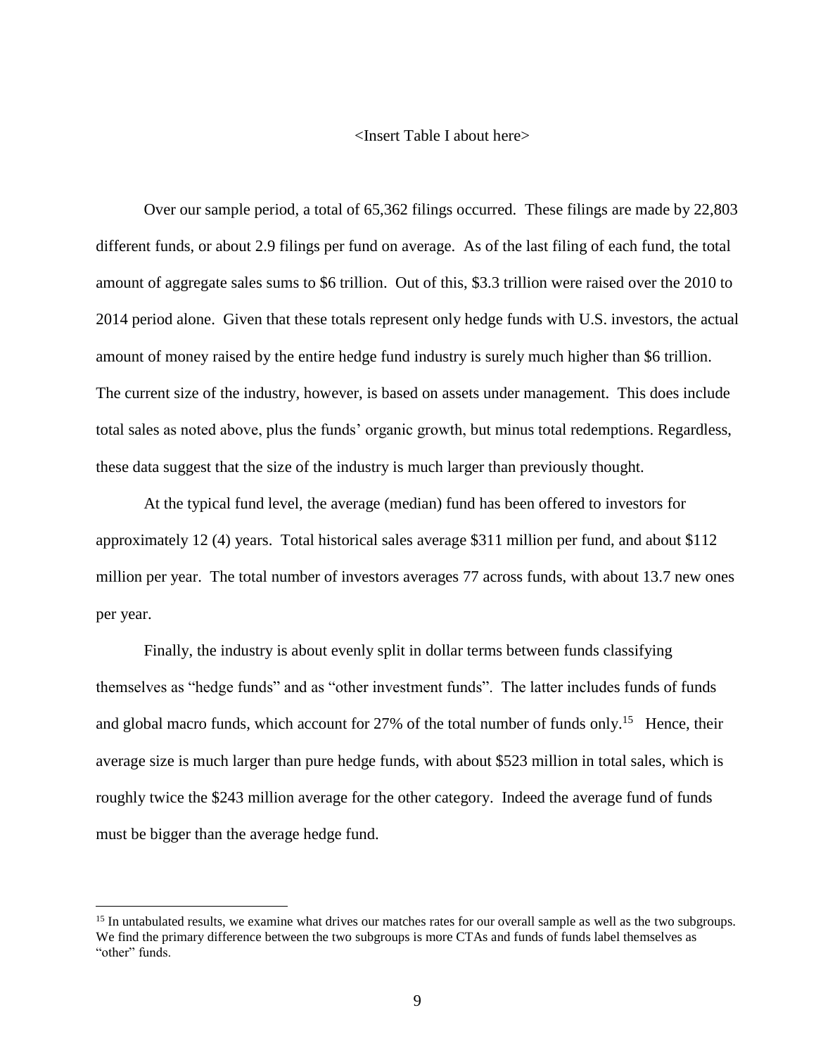<Insert Table I about here>

Over our sample period, a total of 65,362 filings occurred. These filings are made by 22,803 different funds, or about 2.9 filings per fund on average. As of the last filing of each fund, the total amount of aggregate sales sums to $6 trillion. Out of this, $3.3 trillion were raised over the 2010 to 2014 period alone. Given that these totals represent only hedge funds with U.S. investors, the actual amount of money raised by the entire hedge fund industry is surely much higher than $6 trillion. The current size of the industry, however, is based on assets under management. This does include total sales as noted above, plus the funds' organic growth, but minus total redemptions. Regardless, these data suggest that the size of the industry is much larger than previously thought.

At the typical fund level, the average (median) fund has been offered to investors for approximately 12 (4) years. Total historical sales average $311 million per fund, and about $112 million per year. The total number of investors averages 77 across funds, with about 13.7 new ones per year.

Finally, the industry is about evenly split in dollar terms between funds classifying themselves as "hedge funds" and as "other investment funds". The latter includes funds of funds and global macro funds, which account for 27% of the total number of funds only.[15] Hence, their average size is much larger than pure hedge funds, with about $523 million in total sales, which is roughly twice the $243 million average for the other category. Indeed the average fund of funds must be bigger than the average hedge fund.

[15] In untabulated results, we examine what drives our matches rates for our overall sample as well as the two subgroups. We find the primary difference between the two subgroups is more CTAs and funds of funds label themselves as "other" funds.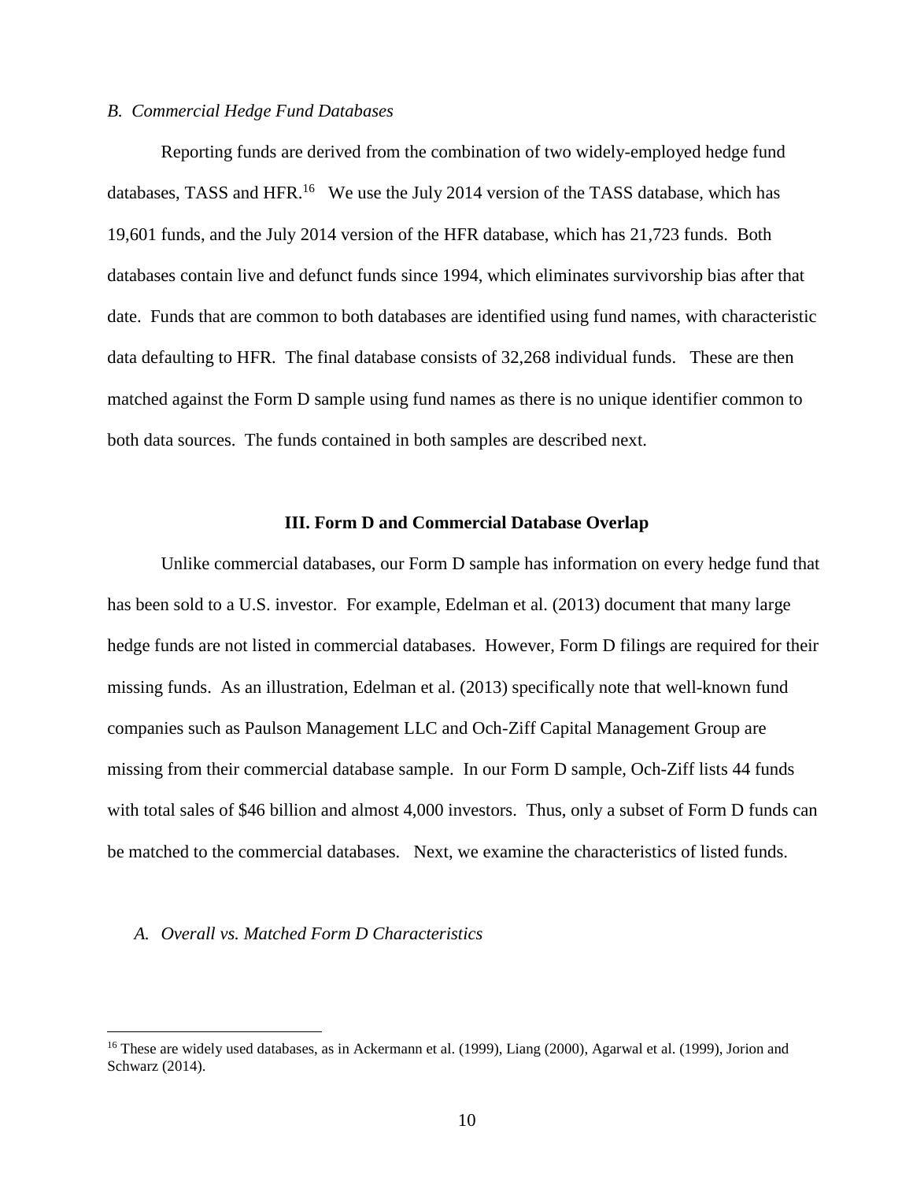*B. Commercial Hedge Fund Databases*

Reporting funds are derived from the combination of two widely-employed hedge fund databases, TASS and HFR.[16] We use the July 2014 version of the TASS database, which has 19,601 funds, and the July 2014 version of the HFR database, which has 21,723 funds. Both databases contain live and defunct funds since 1994, which eliminates survivorship bias after that date. Funds that are common to both databases are identified using fund names, with characteristic data defaulting to HFR. The final database consists of 32,268 individual funds. These are then matched against the Form D sample using fund names as there is no unique identifier common to both data sources. The funds contained in both samples are described next.

## III. Form D and Commercial Database Overlap

Unlike commercial databases, our Form D sample has information on every hedge fund that has been sold to a U.S. investor. For example, Edelman et al. (2013) document that many large hedge funds are not listed in commercial databases. However, Form D filings are required for their missing funds. As an illustration, Edelman et al. (2013) specifically note that well-known fund companies such as Paulson Management LLC and Och-Ziff Capital Management Group are missing from their commercial database sample. In our Form D sample, Och-Ziff lists 44 funds with total sales of $46 billion and almost 4,000 investors. Thus, only a subset of Form D funds can be matched to the commercial databases. Next, we examine the characteristics of listed funds.

*A. Overall vs. Matched Form D Characteristics*

[16] These are widely used databases, as in Ackermann et al. (1999), Liang (2000), Agarwal et al. (1999), Jorion and Schwarz (2014).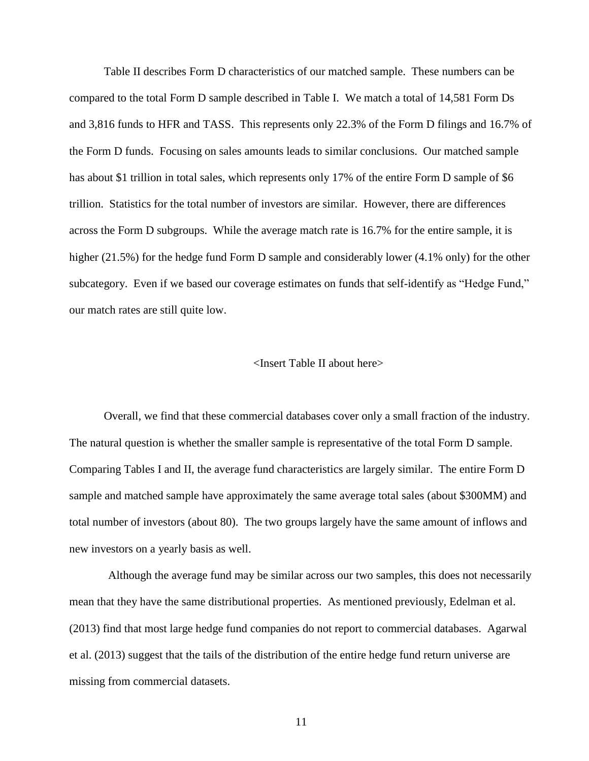Table II describes Form D characteristics of our matched sample. These numbers can be compared to the total Form D sample described in Table I. We match a total of 14,581 Form Ds and 3,816 funds to HFR and TASS. This represents only 22.3% of the Form D filings and 16.7% of the Form D funds. Focusing on sales amounts leads to similar conclusions. Our matched sample has about $1 trillion in total sales, which represents only 17% of the entire Form D sample of $6 trillion. Statistics for the total number of investors are similar. However, there are differences across the Form D subgroups. While the average match rate is 16.7% for the entire sample, it is higher (21.5%) for the hedge fund Form D sample and considerably lower (4.1% only) for the other subcategory. Even if we based our coverage estimates on funds that self-identify as "Hedge Fund," our match rates are still quite low.

<Insert Table II about here>

Overall, we find that these commercial databases cover only a small fraction of the industry. The natural question is whether the smaller sample is representative of the total Form D sample. Comparing Tables I and II, the average fund characteristics are largely similar. The entire Form D sample and matched sample have approximately the same average total sales (about $300MM) and total number of investors (about 80). The two groups largely have the same amount of inflows and new investors on a yearly basis as well.

Although the average fund may be similar across our two samples, this does not necessarily mean that they have the same distributional properties. As mentioned previously, Edelman et al. (2013) find that most large hedge fund companies do not report to commercial databases. Agarwal et al. (2013) suggest that the tails of the distribution of the entire hedge fund return universe are missing from commercial datasets.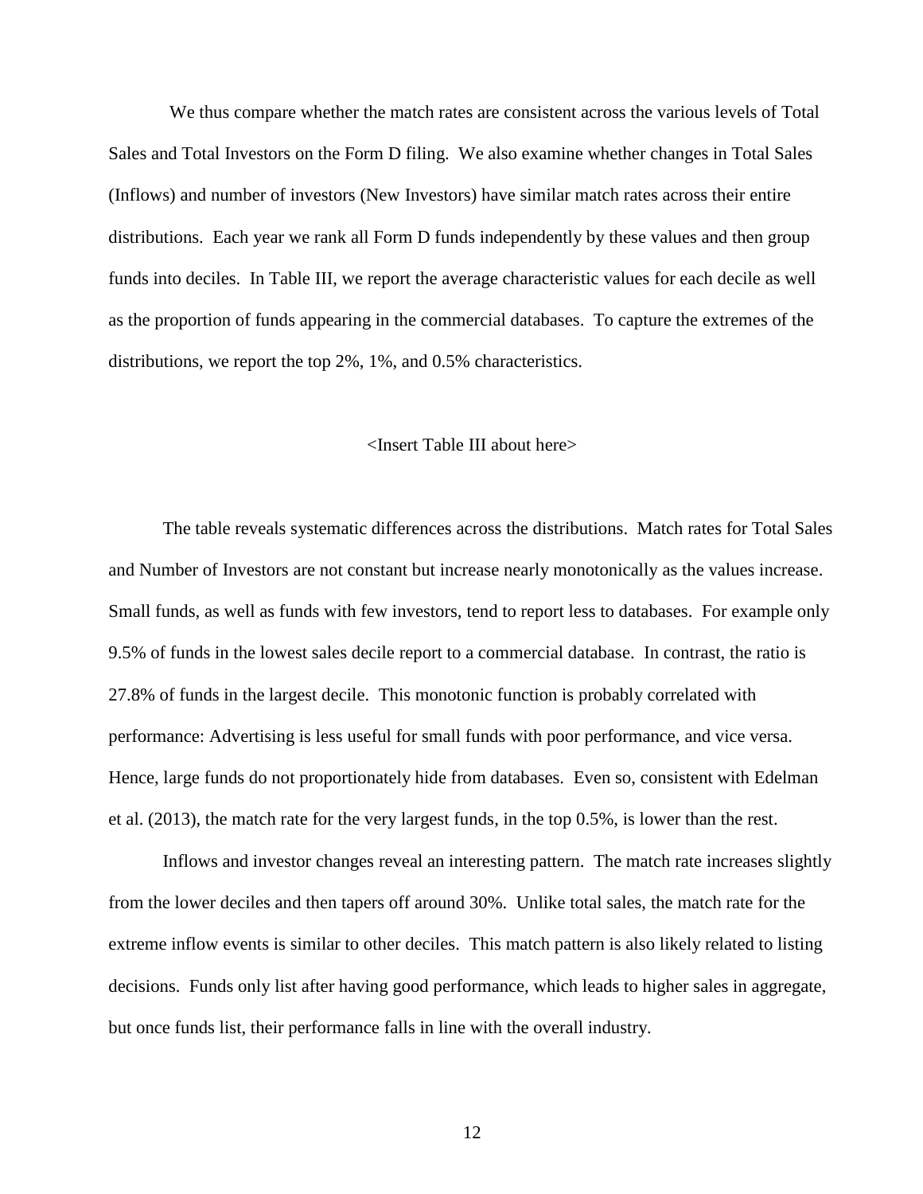We thus compare whether the match rates are consistent across the various levels of Total Sales and Total Investors on the Form D filing. We also examine whether changes in Total Sales (Inflows) and number of investors (New Investors) have similar match rates across their entire distributions. Each year we rank all Form D funds independently by these values and then group funds into deciles. In Table III, we report the average characteristic values for each decile as well as the proportion of funds appearing in the commercial databases. To capture the extremes of the distributions, we report the top 2%, 1%, and 0.5% characteristics.

<Insert Table III about here>

The table reveals systematic differences across the distributions. Match rates for Total Sales and Number of Investors are not constant but increase nearly monotonically as the values increase. Small funds, as well as funds with few investors, tend to report less to databases. For example only 9.5% of funds in the lowest sales decile report to a commercial database. In contrast, the ratio is 27.8% of funds in the largest decile. This monotonic function is probably correlated with performance: Advertising is less useful for small funds with poor performance, and vice versa. Hence, large funds do not proportionately hide from databases. Even so, consistent with Edelman et al. (2013), the match rate for the very largest funds, in the top 0.5%, is lower than the rest.

Inflows and investor changes reveal an interesting pattern. The match rate increases slightly from the lower deciles and then tapers off around 30%. Unlike total sales, the match rate for the extreme inflow events is similar to other deciles. This match pattern is also likely related to listing decisions. Funds only list after having good performance, which leads to higher sales in aggregate, but once funds list, their performance falls in line with the overall industry.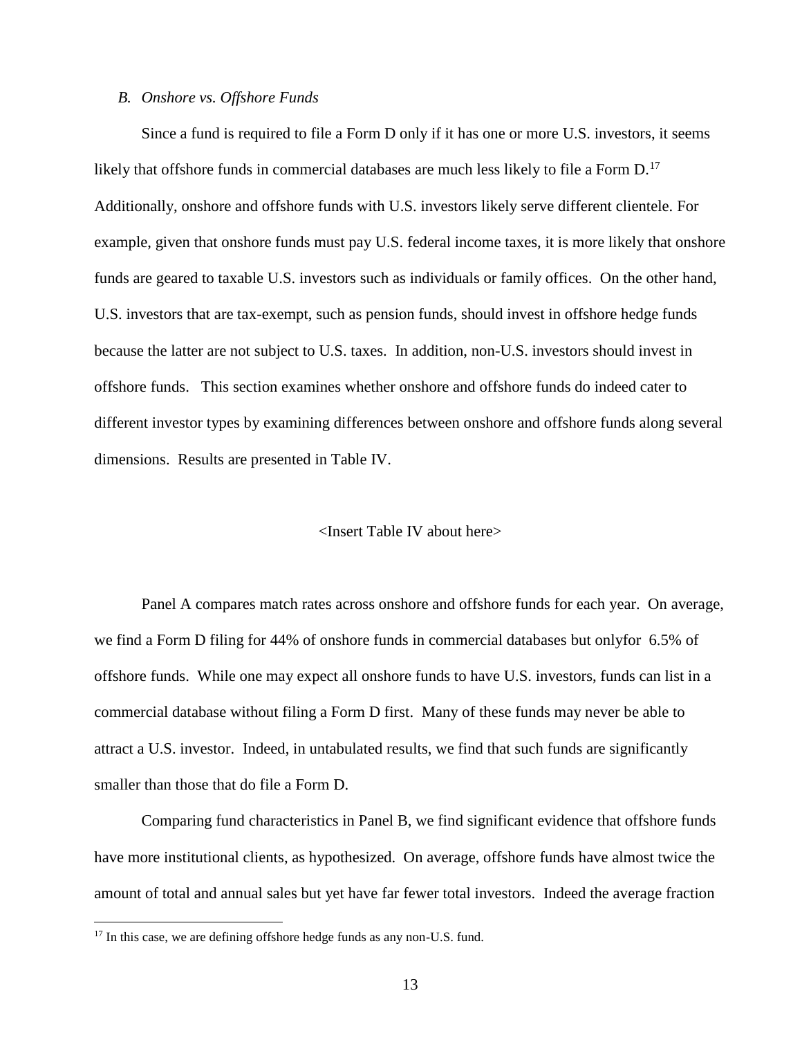### *B. Onshore vs. Offshore Funds*

Since a fund is required to file a Form D only if it has one or more U.S. investors, it seems likely that offshore funds in commercial databases are much less likely to file a Form D.[17] Additionally, onshore and offshore funds with U.S. investors likely serve different clientele. For example, given that onshore funds must pay U.S. federal income taxes, it is more likely that onshore funds are geared to taxable U.S. investors such as individuals or family offices. On the other hand, U.S. investors that are tax-exempt, such as pension funds, should invest in offshore hedge funds because the latter are not subject to U.S. taxes. In addition, non-U.S. investors should invest in offshore funds. This section examines whether onshore and offshore funds do indeed cater to different investor types by examining differences between onshore and offshore funds along several dimensions. Results are presented in Table IV.

<Insert Table IV about here>

Panel A compares match rates across onshore and offshore funds for each year. On average, we find a Form D filing for 44% of onshore funds in commercial databases but onlyfor 6.5% of offshore funds. While one may expect all onshore funds to have U.S. investors, funds can list in a commercial database without filing a Form D first. Many of these funds may never be able to attract a U.S. investor. Indeed, in untabulated results, we find that such funds are significantly smaller than those that do file a Form D.

Comparing fund characteristics in Panel B, we find significant evidence that offshore funds have more institutional clients, as hypothesized. On average, offshore funds have almost twice the amount of total and annual sales but yet have far fewer total investors. Indeed the average fraction

[17] In this case, we are defining offshore hedge funds as any non-U.S. fund.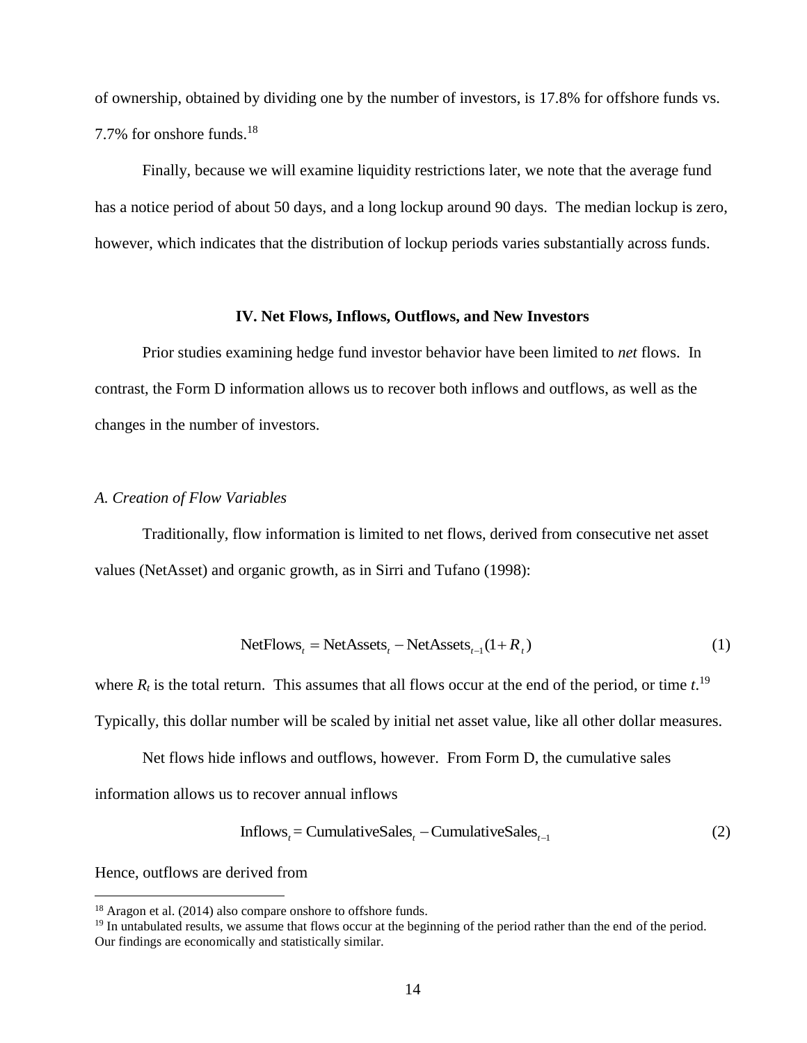of ownership, obtained by dividing one by the number of investors, is 17.8% for offshore funds vs. 7.7% for onshore funds.[18]

Finally, because we will examine liquidity restrictions later, we note that the average fund has a notice period of about 50 days, and a long lockup around 90 days. The median lockup is zero, however, which indicates that the distribution of lockup periods varies substantially across funds.

## IV. Net Flows, Inflows, Outflows, and New Investors

Prior studies examining hedge fund investor behavior have been limited to *net* flows. In contrast, the Form D information allows us to recover both inflows and outflows, as well as the changes in the number of investors.

### *A. Creation of Flow Variables*

Traditionally, flow information is limited to net flows, derived from consecutive net asset values (NetAsset) and organic growth, as in Sirri and Tufano (1998):

$$\text{NetFlows}_t = \text{NetAssets}_t - \text{NetAssets}_{t-1}(1+R_t) \tag{1}$$

where $R_t$ is the total return. This assumes that all flows occur at the end of the period, or time $t$.[19] Typically, this dollar number will be scaled by initial net asset value, like all other dollar measures.

Net flows hide inflows and outflows, however. From Form D, the cumulative sales information allows us to recover annual inflows

$$\text{Inflows}_t = \text{CumulativeSales}_t - \text{CumulativeSales}_{t-1} \tag{2}$$

Hence, outflows are derived from

---

[18] Aragon et al. (2014) also compare onshore to offshore funds.

[19] In untabulated results, we assume that flows occur at the beginning of the period rather than the end of the period. Our findings are economically and statistically similar.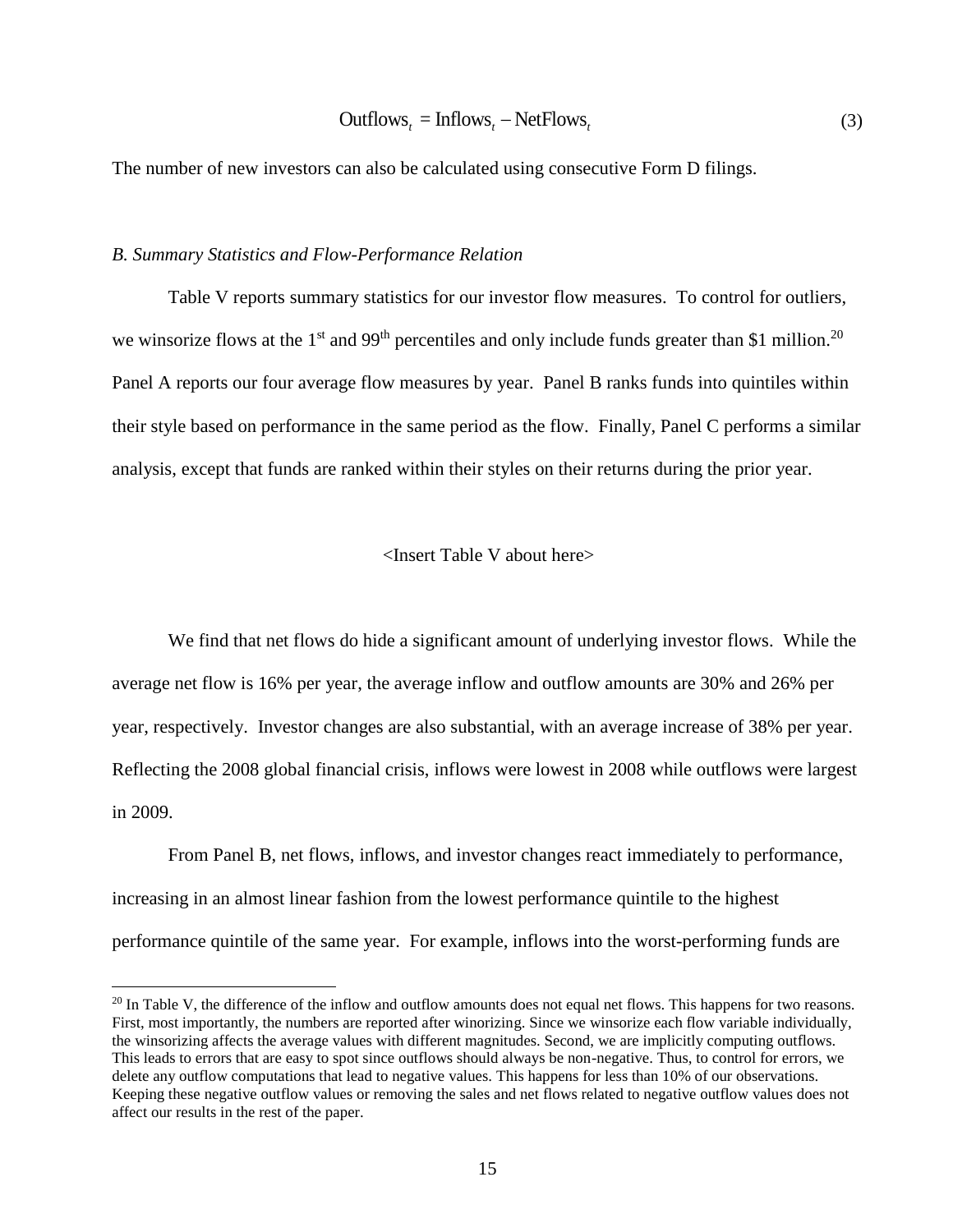$$\text{Outflows}_t = \text{Inflows}_t - \text{NetFlows}_t \tag{3}$$

The number of new investors can also be calculated using consecutive Form D filings.

*B. Summary Statistics and Flow-Performance Relation*

Table V reports summary statistics for our investor flow measures. To control for outliers, we winsorize flows at the 1st and 99th percentiles and only include funds greater than $1 million.[20] Panel A reports our four average flow measures by year. Panel B ranks funds into quintiles within their style based on performance in the same period as the flow. Finally, Panel C performs a similar analysis, except that funds are ranked within their styles on their returns during the prior year.

<Insert Table V about here>

We find that net flows do hide a significant amount of underlying investor flows. While the average net flow is 16% per year, the average inflow and outflow amounts are 30% and 26% per year, respectively. Investor changes are also substantial, with an average increase of 38% per year. Reflecting the 2008 global financial crisis, inflows were lowest in 2008 while outflows were largest in 2009.

From Panel B, net flows, inflows, and investor changes react immediately to performance, increasing in an almost linear fashion from the lowest performance quintile to the highest performance quintile of the same year. For example, inflows into the worst-performing funds are

[20] In Table V, the difference of the inflow and outflow amounts does not equal net flows. This happens for two reasons. First, most importantly, the numbers are reported after winorizing. Since we winsorize each flow variable individually, the winsorizing affects the average values with different magnitudes. Second, we are implicitly computing outflows. This leads to errors that are easy to spot since outflows should always be non-negative. Thus, to control for errors, we delete any outflow computations that lead to negative values. This happens for less than 10% of our observations. Keeping these negative outflow values or removing the sales and net flows related to negative outflow values does not affect our results in the rest of the paper.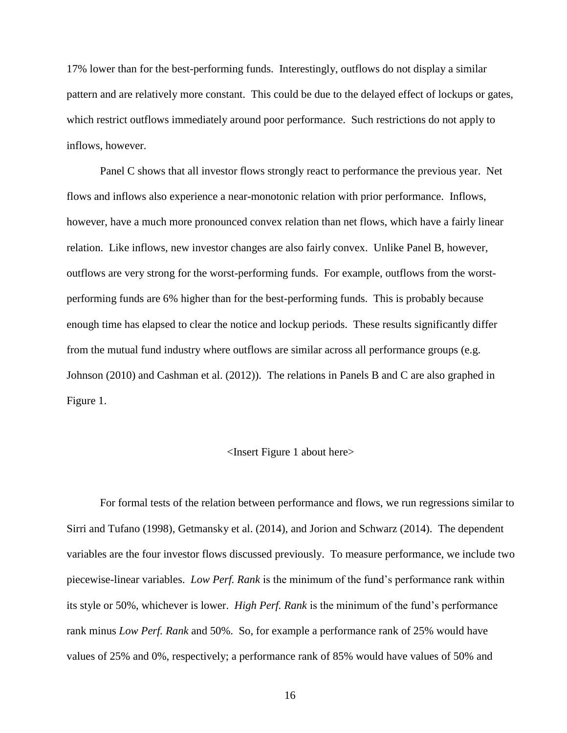17% lower than for the best-performing funds. Interestingly, outflows do not display a similar pattern and are relatively more constant. This could be due to the delayed effect of lockups or gates, which restrict outflows immediately around poor performance. Such restrictions do not apply to inflows, however.

Panel C shows that all investor flows strongly react to performance the previous year. Net flows and inflows also experience a near-monotonic relation with prior performance. Inflows, however, have a much more pronounced convex relation than net flows, which have a fairly linear relation. Like inflows, new investor changes are also fairly convex. Unlike Panel B, however, outflows are very strong for the worst-performing funds. For example, outflows from the worst-performing funds are 6% higher than for the best-performing funds. This is probably because enough time has elapsed to clear the notice and lockup periods. These results significantly differ from the mutual fund industry where outflows are similar across all performance groups (e.g. Johnson (2010) and Cashman et al. (2012)). The relations in Panels B and C are also graphed in Figure 1.

<Insert Figure 1 about here>

For formal tests of the relation between performance and flows, we run regressions similar to Sirri and Tufano (1998), Getmansky et al. (2014), and Jorion and Schwarz (2014). The dependent variables are the four investor flows discussed previously. To measure performance, we include two piecewise-linear variables. *Low Perf. Rank* is the minimum of the fund's performance rank within its style or 50%, whichever is lower. *High Perf. Rank* is the minimum of the fund's performance rank minus *Low Perf. Rank* and 50%. So, for example a performance rank of 25% would have values of 25% and 0%, respectively; a performance rank of 85% would have values of 50% and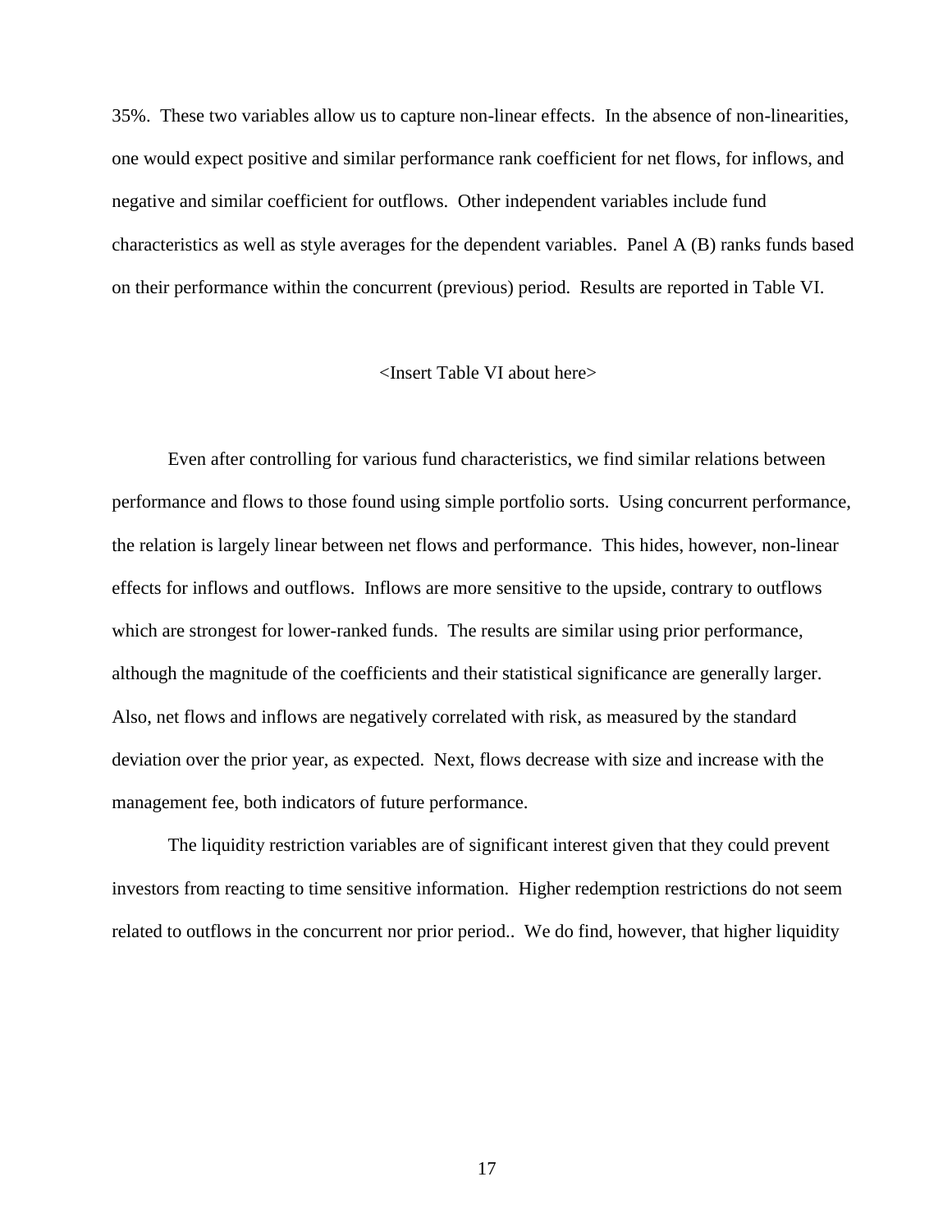35%. These two variables allow us to capture non-linear effects. In the absence of non-linearities, one would expect positive and similar performance rank coefficient for net flows, for inflows, and negative and similar coefficient for outflows. Other independent variables include fund characteristics as well as style averages for the dependent variables. Panel A (B) ranks funds based on their performance within the concurrent (previous) period. Results are reported in Table VI.

<Insert Table VI about here>

Even after controlling for various fund characteristics, we find similar relations between performance and flows to those found using simple portfolio sorts. Using concurrent performance, the relation is largely linear between net flows and performance. This hides, however, non-linear effects for inflows and outflows. Inflows are more sensitive to the upside, contrary to outflows which are strongest for lower-ranked funds. The results are similar using prior performance, although the magnitude of the coefficients and their statistical significance are generally larger. Also, net flows and inflows are negatively correlated with risk, as measured by the standard deviation over the prior year, as expected. Next, flows decrease with size and increase with the management fee, both indicators of future performance.

The liquidity restriction variables are of significant interest given that they could prevent investors from reacting to time sensitive information. Higher redemption restrictions do not seem related to outflows in the concurrent nor prior period.. We do find, however, that higher liquidity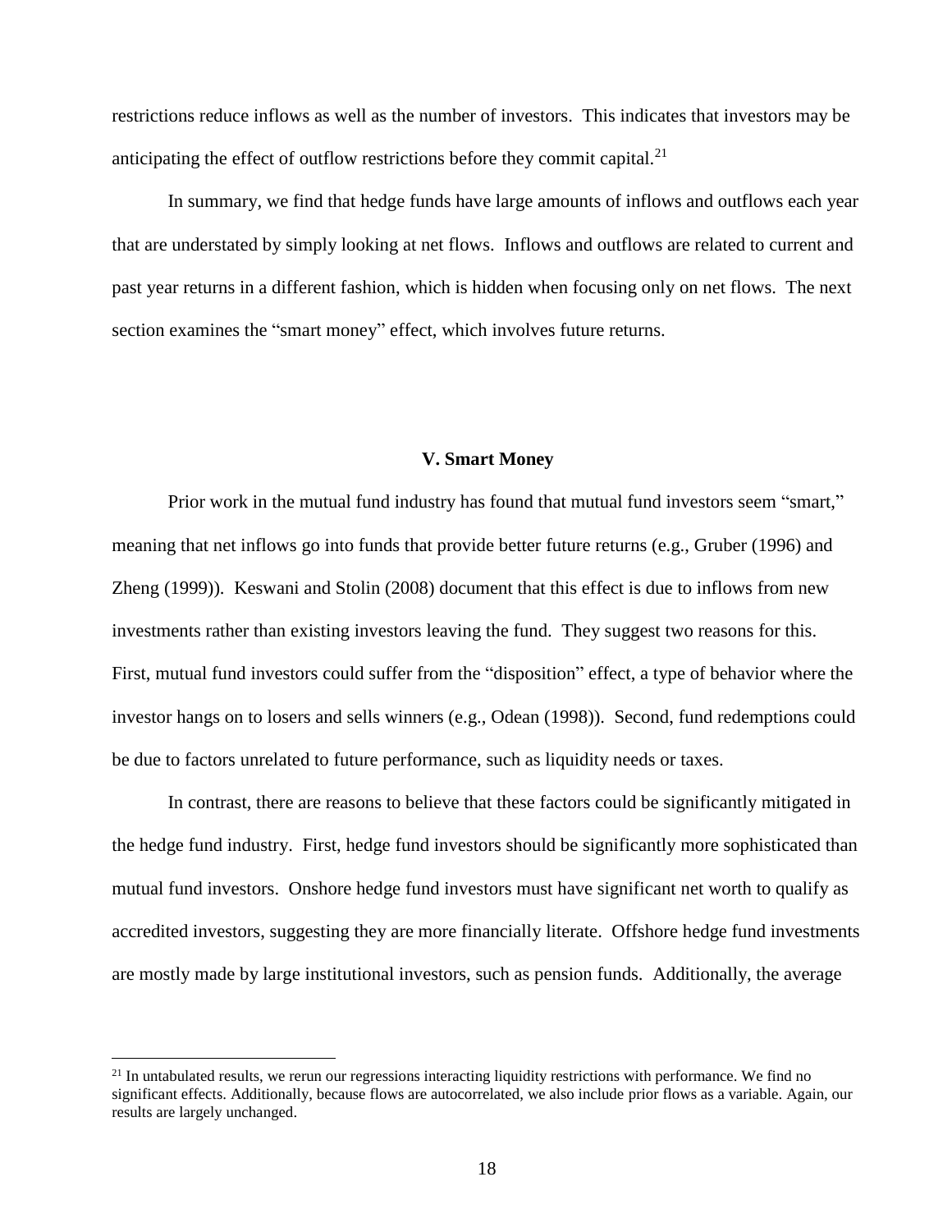restrictions reduce inflows as well as the number of investors. This indicates that investors may be anticipating the effect of outflow restrictions before they commit capital.[21]

In summary, we find that hedge funds have large amounts of inflows and outflows each year that are understated by simply looking at net flows. Inflows and outflows are related to current and past year returns in a different fashion, which is hidden when focusing only on net flows. The next section examines the "smart money" effect, which involves future returns.

## V. Smart Money

Prior work in the mutual fund industry has found that mutual fund investors seem "smart," meaning that net inflows go into funds that provide better future returns (e.g., Gruber (1996) and Zheng (1999)). Keswani and Stolin (2008) document that this effect is due to inflows from new investments rather than existing investors leaving the fund. They suggest two reasons for this. First, mutual fund investors could suffer from the "disposition" effect, a type of behavior where the investor hangs on to losers and sells winners (e.g., Odean (1998)). Second, fund redemptions could be due to factors unrelated to future performance, such as liquidity needs or taxes.

In contrast, there are reasons to believe that these factors could be significantly mitigated in the hedge fund industry. First, hedge fund investors should be significantly more sophisticated than mutual fund investors. Onshore hedge fund investors must have significant net worth to qualify as accredited investors, suggesting they are more financially literate. Offshore hedge fund investments are mostly made by large institutional investors, such as pension funds. Additionally, the average

[21] In untabulated results, we rerun our regressions interacting liquidity restrictions with performance. We find no significant effects. Additionally, because flows are autocorrelated, we also include prior flows as a variable. Again, our results are largely unchanged.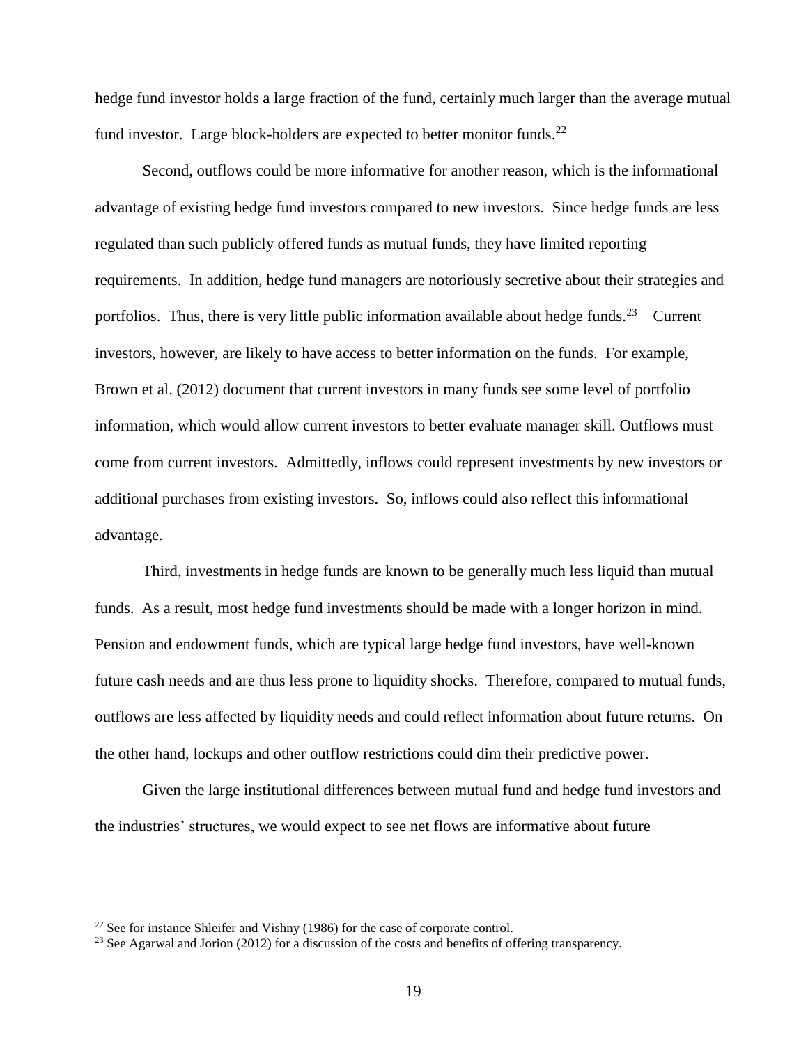hedge fund investor holds a large fraction of the fund, certainly much larger than the average mutual fund investor. Large block-holders are expected to better monitor funds.[22]

Second, outflows could be more informative for another reason, which is the informational advantage of existing hedge fund investors compared to new investors. Since hedge funds are less regulated than such publicly offered funds as mutual funds, they have limited reporting requirements. In addition, hedge fund managers are notoriously secretive about their strategies and portfolios. Thus, there is very little public information available about hedge funds.[23] Current investors, however, are likely to have access to better information on the funds. For example, Brown et al. (2012) document that current investors in many funds see some level of portfolio information, which would allow current investors to better evaluate manager skill. Outflows must come from current investors. Admittedly, inflows could represent investments by new investors or additional purchases from existing investors. So, inflows could also reflect this informational advantage.

Third, investments in hedge funds are known to be generally much less liquid than mutual funds. As a result, most hedge fund investments should be made with a longer horizon in mind. Pension and endowment funds, which are typical large hedge fund investors, have well-known future cash needs and are thus less prone to liquidity shocks. Therefore, compared to mutual funds, outflows are less affected by liquidity needs and could reflect information about future returns. On the other hand, lockups and other outflow restrictions could dim their predictive power.

Given the large institutional differences between mutual fund and hedge fund investors and the industries' structures, we would expect to see net flows are informative about future

[22] See for instance Shleifer and Vishny (1986) for the case of corporate control.

[23] See Agarwal and Jorion (2012) for a discussion of the costs and benefits of offering transparency.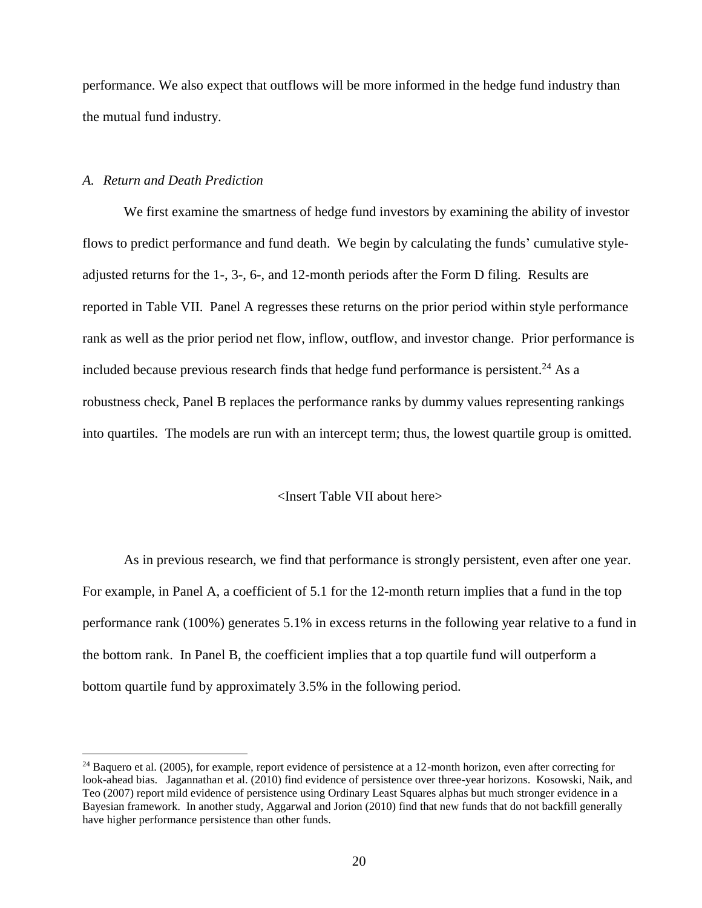performance. We also expect that outflows will be more informed in the hedge fund industry than the mutual fund industry.

### *A. Return and Death Prediction*

We first examine the smartness of hedge fund investors by examining the ability of investor flows to predict performance and fund death. We begin by calculating the funds' cumulative style-adjusted returns for the 1-, 3-, 6-, and 12-month periods after the Form D filing. Results are reported in Table VII. Panel A regresses these returns on the prior period within style performance rank as well as the prior period net flow, inflow, outflow, and investor change. Prior performance is included because previous research finds that hedge fund performance is persistent.[24] As a robustness check, Panel B replaces the performance ranks by dummy values representing rankings into quartiles. The models are run with an intercept term; thus, the lowest quartile group is omitted.

<Insert Table VII about here>

As in previous research, we find that performance is strongly persistent, even after one year. For example, in Panel A, a coefficient of 5.1 for the 12-month return implies that a fund in the top performance rank (100%) generates 5.1% in excess returns in the following year relative to a fund in the bottom rank. In Panel B, the coefficient implies that a top quartile fund will outperform a bottom quartile fund by approximately 3.5% in the following period.

[24] Baquero et al. (2005), for example, report evidence of persistence at a 12-month horizon, even after correcting for look-ahead bias. Jagannathan et al. (2010) find evidence of persistence over three-year horizons. Kosowski, Naik, and Teo (2007) report mild evidence of persistence using Ordinary Least Squares alphas but much stronger evidence in a Bayesian framework. In another study, Aggarwal and Jorion (2010) find that new funds that do not backfill generally have higher performance persistence than other funds.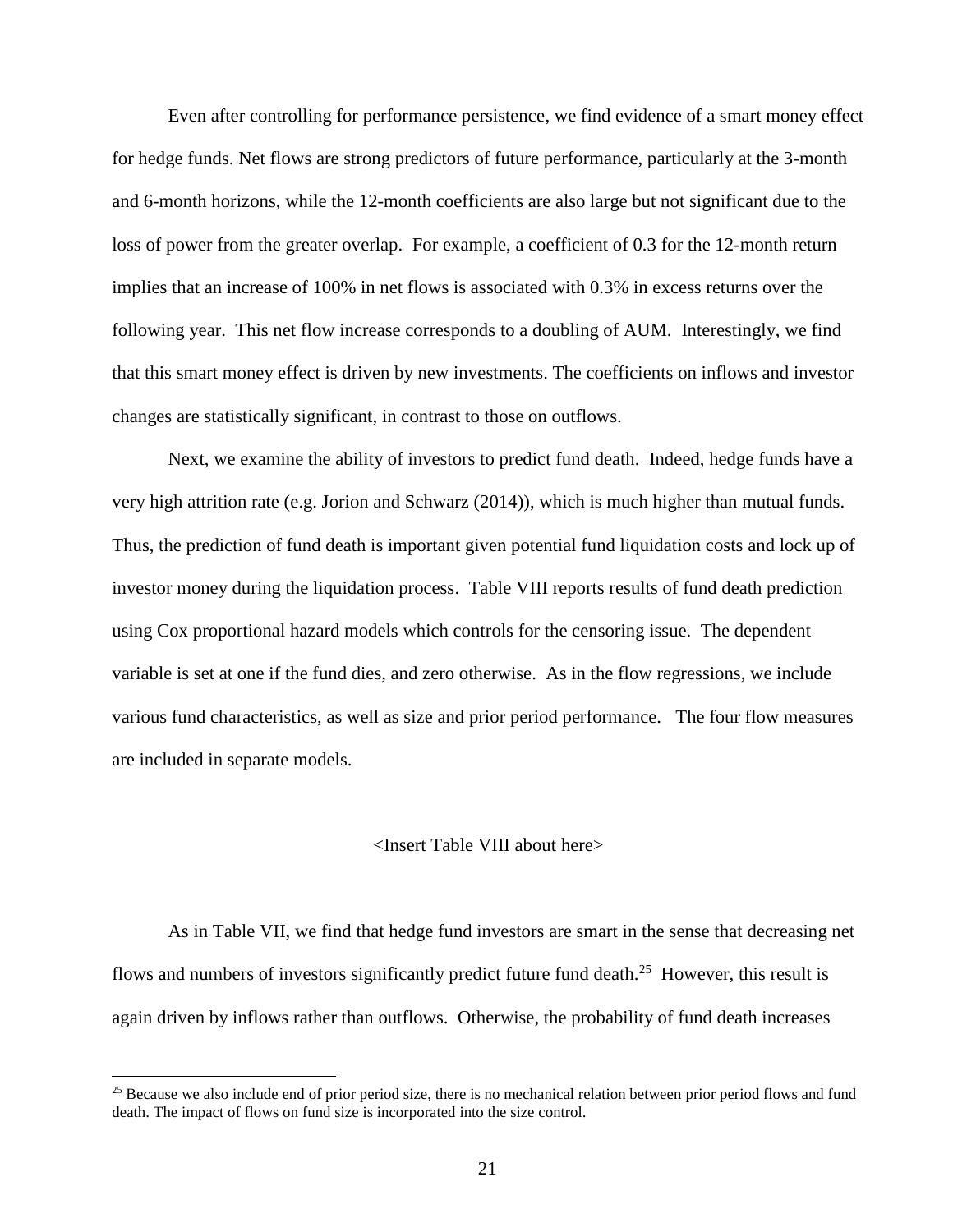Even after controlling for performance persistence, we find evidence of a smart money effect for hedge funds. Net flows are strong predictors of future performance, particularly at the 3-month and 6-month horizons, while the 12-month coefficients are also large but not significant due to the loss of power from the greater overlap. For example, a coefficient of 0.3 for the 12-month return implies that an increase of 100% in net flows is associated with 0.3% in excess returns over the following year. This net flow increase corresponds to a doubling of AUM. Interestingly, we find that this smart money effect is driven by new investments. The coefficients on inflows and investor changes are statistically significant, in contrast to those on outflows.

Next, we examine the ability of investors to predict fund death. Indeed, hedge funds have a very high attrition rate (e.g. Jorion and Schwarz (2014)), which is much higher than mutual funds. Thus, the prediction of fund death is important given potential fund liquidation costs and lock up of investor money during the liquidation process. Table VIII reports results of fund death prediction using Cox proportional hazard models which controls for the censoring issue. The dependent variable is set at one if the fund dies, and zero otherwise. As in the flow regressions, we include various fund characteristics, as well as size and prior period performance. The four flow measures are included in separate models.

<Insert Table VIII about here>

As in Table VII, we find that hedge fund investors are smart in the sense that decreasing net flows and numbers of investors significantly predict future fund death.[25] However, this result is again driven by inflows rather than outflows. Otherwise, the probability of fund death increases

[25] Because we also include end of prior period size, there is no mechanical relation between prior period flows and fund death. The impact of flows on fund size is incorporated into the size control.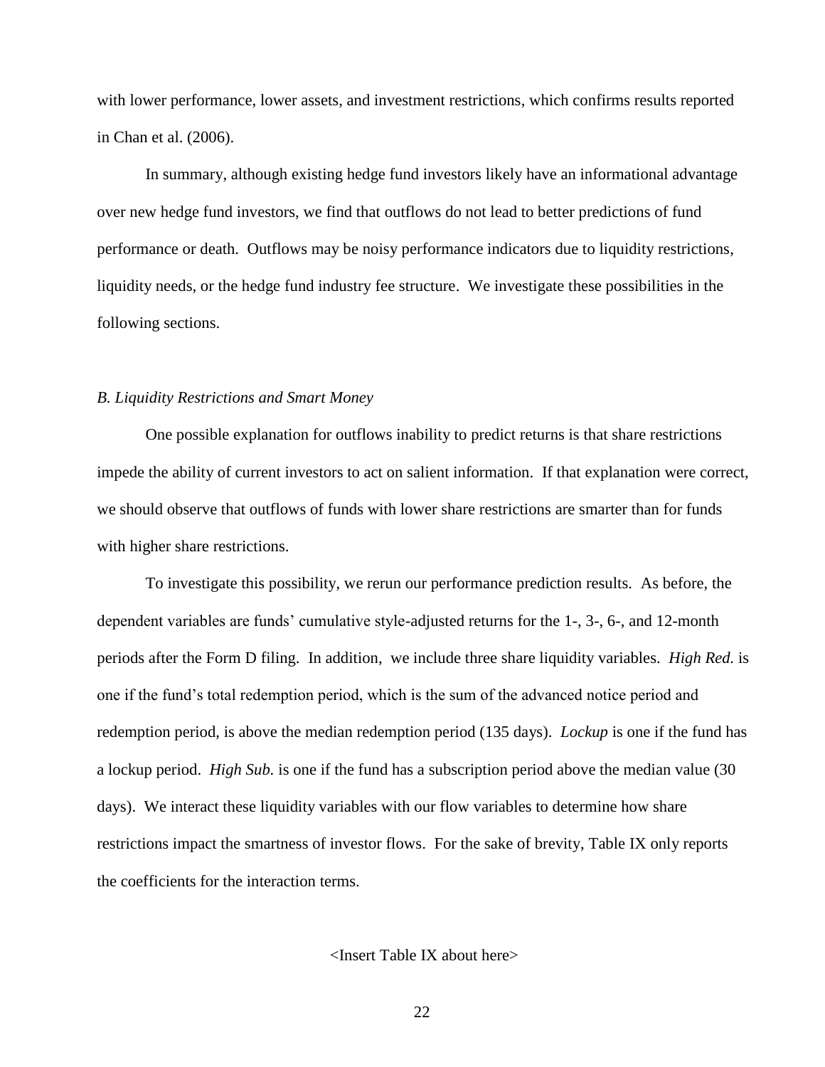with lower performance, lower assets, and investment restrictions, which confirms results reported in Chan et al. (2006).

In summary, although existing hedge fund investors likely have an informational advantage over new hedge fund investors, we find that outflows do not lead to better predictions of fund performance or death. Outflows may be noisy performance indicators due to liquidity restrictions, liquidity needs, or the hedge fund industry fee structure. We investigate these possibilities in the following sections.

### *B. Liquidity Restrictions and Smart Money*

One possible explanation for outflows inability to predict returns is that share restrictions impede the ability of current investors to act on salient information. If that explanation were correct, we should observe that outflows of funds with lower share restrictions are smarter than for funds with higher share restrictions.

To investigate this possibility, we rerun our performance prediction results. As before, the dependent variables are funds' cumulative style-adjusted returns for the 1-, 3-, 6-, and 12-month periods after the Form D filing. In addition, we include three share liquidity variables. *High Red.* is one if the fund's total redemption period, which is the sum of the advanced notice period and redemption period, is above the median redemption period (135 days). *Lockup* is one if the fund has a lockup period. *High Sub.* is one if the fund has a subscription period above the median value (30 days). We interact these liquidity variables with our flow variables to determine how share restrictions impact the smartness of investor flows. For the sake of brevity, Table IX only reports the coefficients for the interaction terms.

<Insert Table IX about here>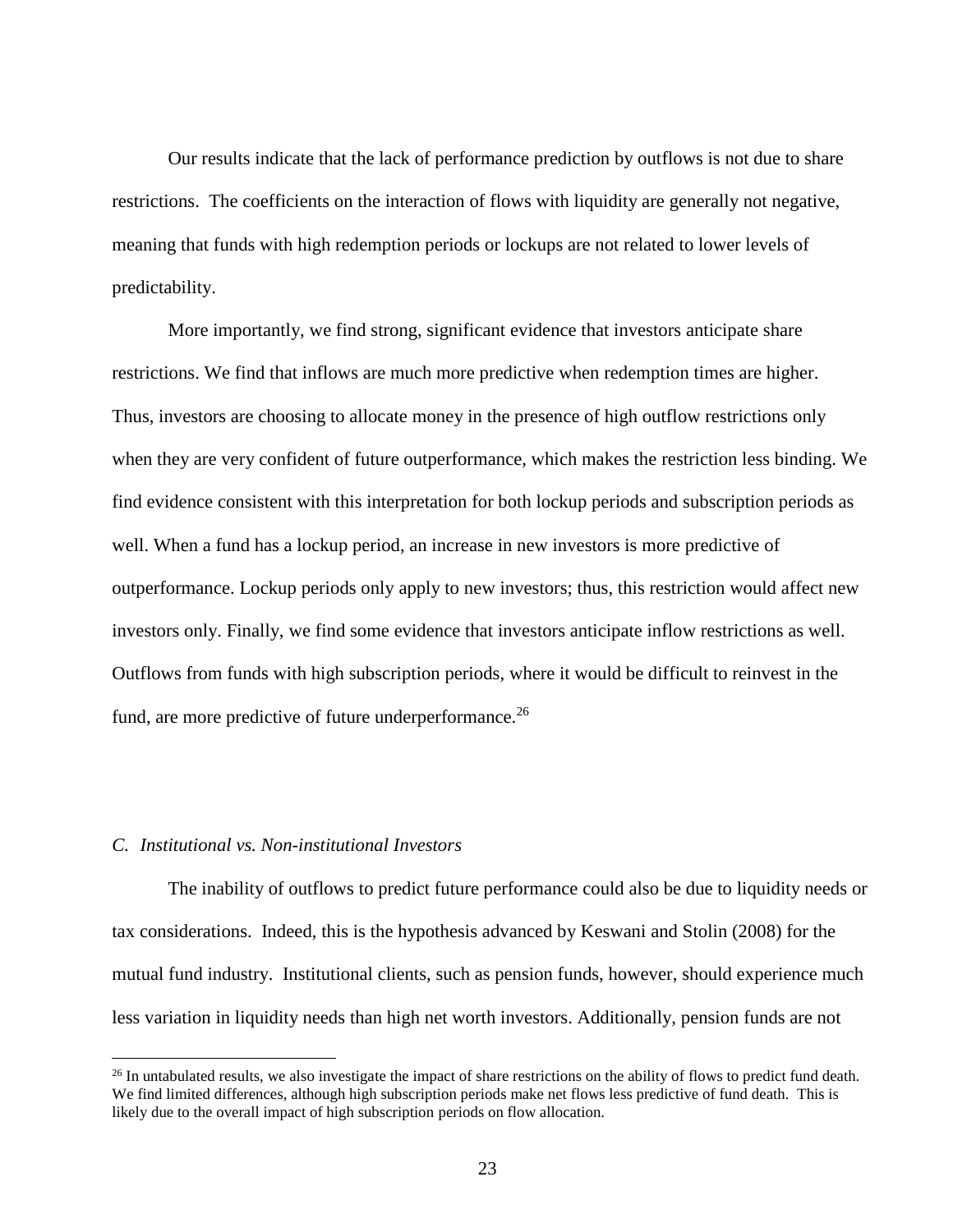Our results indicate that the lack of performance prediction by outflows is not due to share restrictions. The coefficients on the interaction of flows with liquidity are generally not negative, meaning that funds with high redemption periods or lockups are not related to lower levels of predictability.

More importantly, we find strong, significant evidence that investors anticipate share restrictions. We find that inflows are much more predictive when redemption times are higher. Thus, investors are choosing to allocate money in the presence of high outflow restrictions only when they are very confident of future outperformance, which makes the restriction less binding. We find evidence consistent with this interpretation for both lockup periods and subscription periods as well. When a fund has a lockup period, an increase in new investors is more predictive of outperformance. Lockup periods only apply to new investors; thus, this restriction would affect new investors only. Finally, we find some evidence that investors anticipate inflow restrictions as well. Outflows from funds with high subscription periods, where it would be difficult to reinvest in the fund, are more predictive of future underperformance.[26]

### *C. Institutional vs. Non-institutional Investors*

The inability of outflows to predict future performance could also be due to liquidity needs or tax considerations. Indeed, this is the hypothesis advanced by Keswani and Stolin (2008) for the mutual fund industry. Institutional clients, such as pension funds, however, should experience much less variation in liquidity needs than high net worth investors. Additionally, pension funds are not

[26] In untabulated results, we also investigate the impact of share restrictions on the ability of flows to predict fund death. We find limited differences, although high subscription periods make net flows less predictive of fund death. This is likely due to the overall impact of high subscription periods on flow allocation.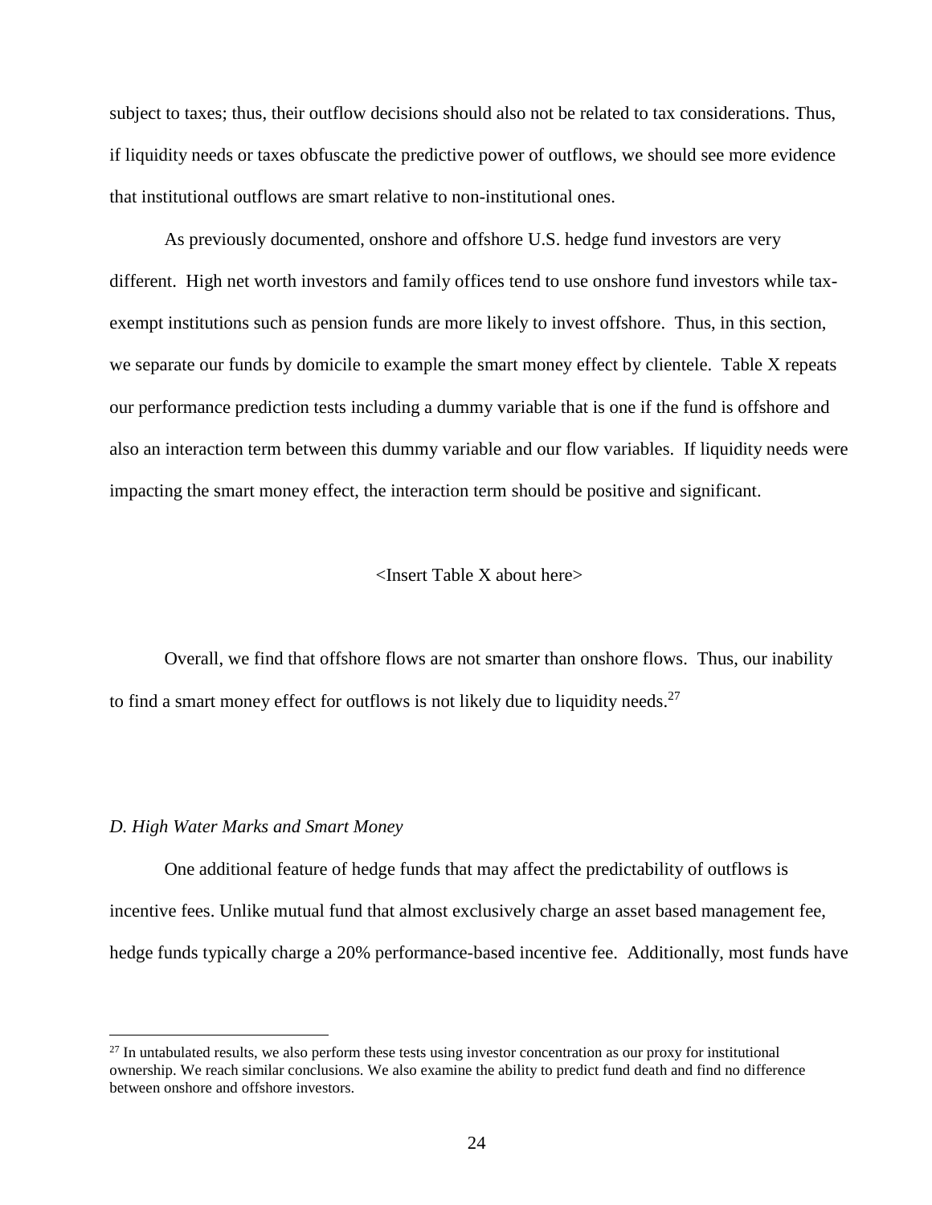subject to taxes; thus, their outflow decisions should also not be related to tax considerations. Thus, if liquidity needs or taxes obfuscate the predictive power of outflows, we should see more evidence that institutional outflows are smart relative to non-institutional ones.

As previously documented, onshore and offshore U.S. hedge fund investors are very different. High net worth investors and family offices tend to use onshore fund investors while tax-exempt institutions such as pension funds are more likely to invest offshore. Thus, in this section, we separate our funds by domicile to example the smart money effect by clientele. Table X repeats our performance prediction tests including a dummy variable that is one if the fund is offshore and also an interaction term between this dummy variable and our flow variables. If liquidity needs were impacting the smart money effect, the interaction term should be positive and significant.

<Insert Table X about here>

Overall, we find that offshore flows are not smarter than onshore flows. Thus, our inability to find a smart money effect for outflows is not likely due to liquidity needs.[27]

### *D. High Water Marks and Smart Money*

One additional feature of hedge funds that may affect the predictability of outflows is incentive fees. Unlike mutual fund that almost exclusively charge an asset based management fee, hedge funds typically charge a 20% performance-based incentive fee. Additionally, most funds have

[27] In untabulated results, we also perform these tests using investor concentration as our proxy for institutional ownership. We reach similar conclusions. We also examine the ability to predict fund death and find no difference between onshore and offshore investors.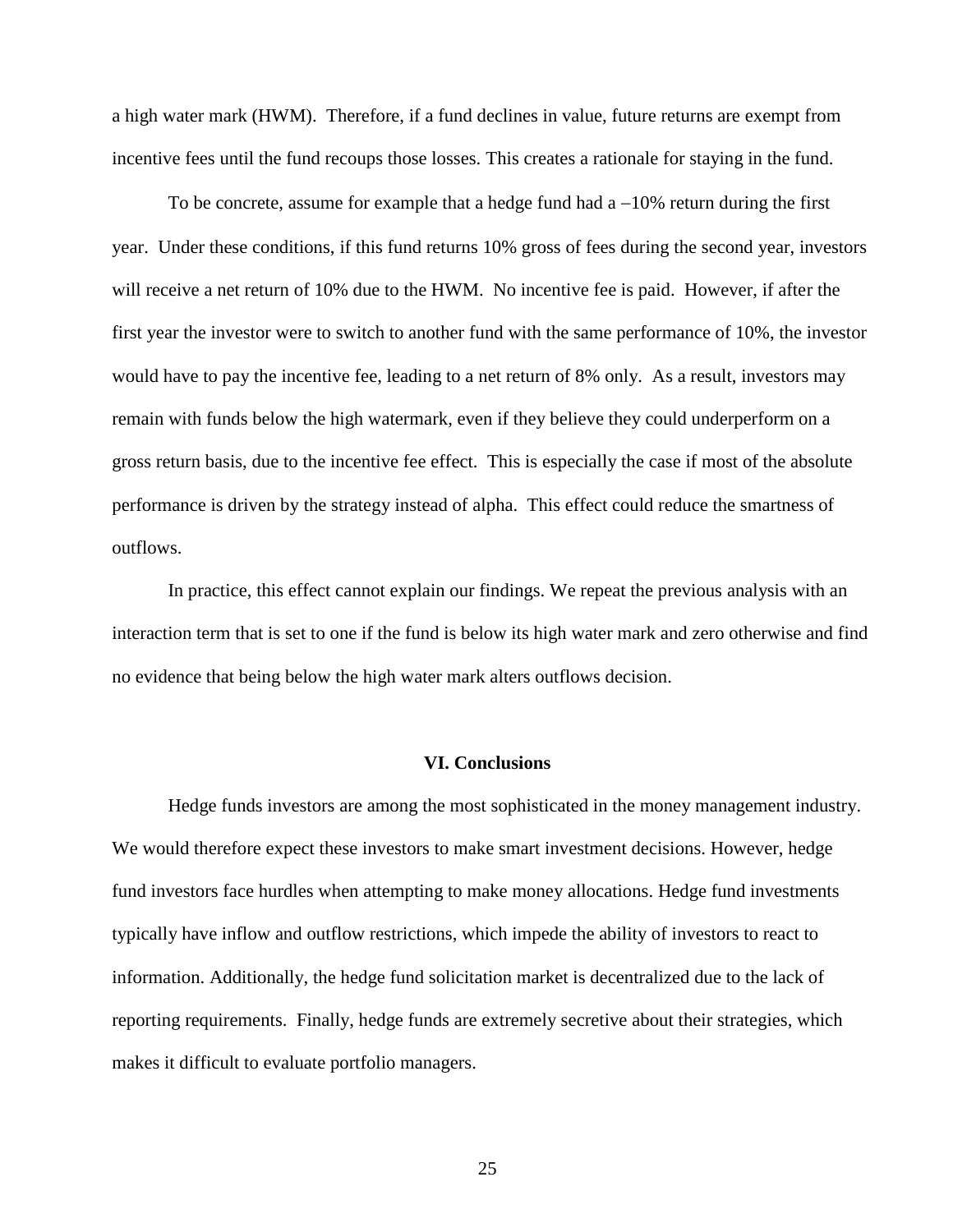a high water mark (HWM). Therefore, if a fund declines in value, future returns are exempt from incentive fees until the fund recoups those losses. This creates a rationale for staying in the fund.

To be concrete, assume for example that a hedge fund had a –10% return during the first year. Under these conditions, if this fund returns 10% gross of fees during the second year, investors will receive a net return of 10% due to the HWM. No incentive fee is paid. However, if after the first year the investor were to switch to another fund with the same performance of 10%, the investor would have to pay the incentive fee, leading to a net return of 8% only. As a result, investors may remain with funds below the high watermark, even if they believe they could underperform on a gross return basis, due to the incentive fee effect. This is especially the case if most of the absolute performance is driven by the strategy instead of alpha. This effect could reduce the smartness of outflows.

In practice, this effect cannot explain our findings. We repeat the previous analysis with an interaction term that is set to one if the fund is below its high water mark and zero otherwise and find no evidence that being below the high water mark alters outflows decision.

## VI. Conclusions

Hedge funds investors are among the most sophisticated in the money management industry. We would therefore expect these investors to make smart investment decisions. However, hedge fund investors face hurdles when attempting to make money allocations. Hedge fund investments typically have inflow and outflow restrictions, which impede the ability of investors to react to information. Additionally, the hedge fund solicitation market is decentralized due to the lack of reporting requirements. Finally, hedge funds are extremely secretive about their strategies, which makes it difficult to evaluate portfolio managers.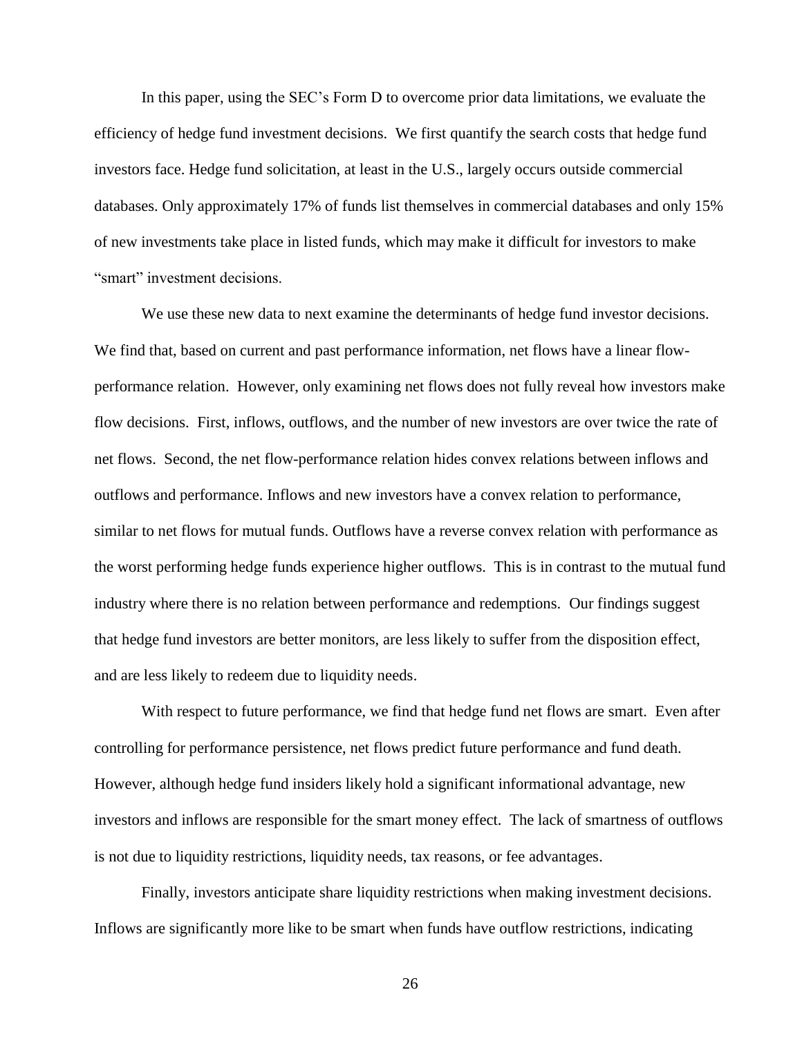In this paper, using the SEC's Form D to overcome prior data limitations, we evaluate the efficiency of hedge fund investment decisions. We first quantify the search costs that hedge fund investors face. Hedge fund solicitation, at least in the U.S., largely occurs outside commercial databases. Only approximately 17% of funds list themselves in commercial databases and only 15% of new investments take place in listed funds, which may make it difficult for investors to make "smart" investment decisions.

We use these new data to next examine the determinants of hedge fund investor decisions. We find that, based on current and past performance information, net flows have a linear flow-performance relation. However, only examining net flows does not fully reveal how investors make flow decisions. First, inflows, outflows, and the number of new investors are over twice the rate of net flows. Second, the net flow-performance relation hides convex relations between inflows and outflows and performance. Inflows and new investors have a convex relation to performance, similar to net flows for mutual funds. Outflows have a reverse convex relation with performance as the worst performing hedge funds experience higher outflows. This is in contrast to the mutual fund industry where there is no relation between performance and redemptions. Our findings suggest that hedge fund investors are better monitors, are less likely to suffer from the disposition effect, and are less likely to redeem due to liquidity needs.

With respect to future performance, we find that hedge fund net flows are smart. Even after controlling for performance persistence, net flows predict future performance and fund death. However, although hedge fund insiders likely hold a significant informational advantage, new investors and inflows are responsible for the smart money effect. The lack of smartness of outflows is not due to liquidity restrictions, liquidity needs, tax reasons, or fee advantages.

Finally, investors anticipate share liquidity restrictions when making investment decisions. Inflows are significantly more like to be smart when funds have outflow restrictions, indicating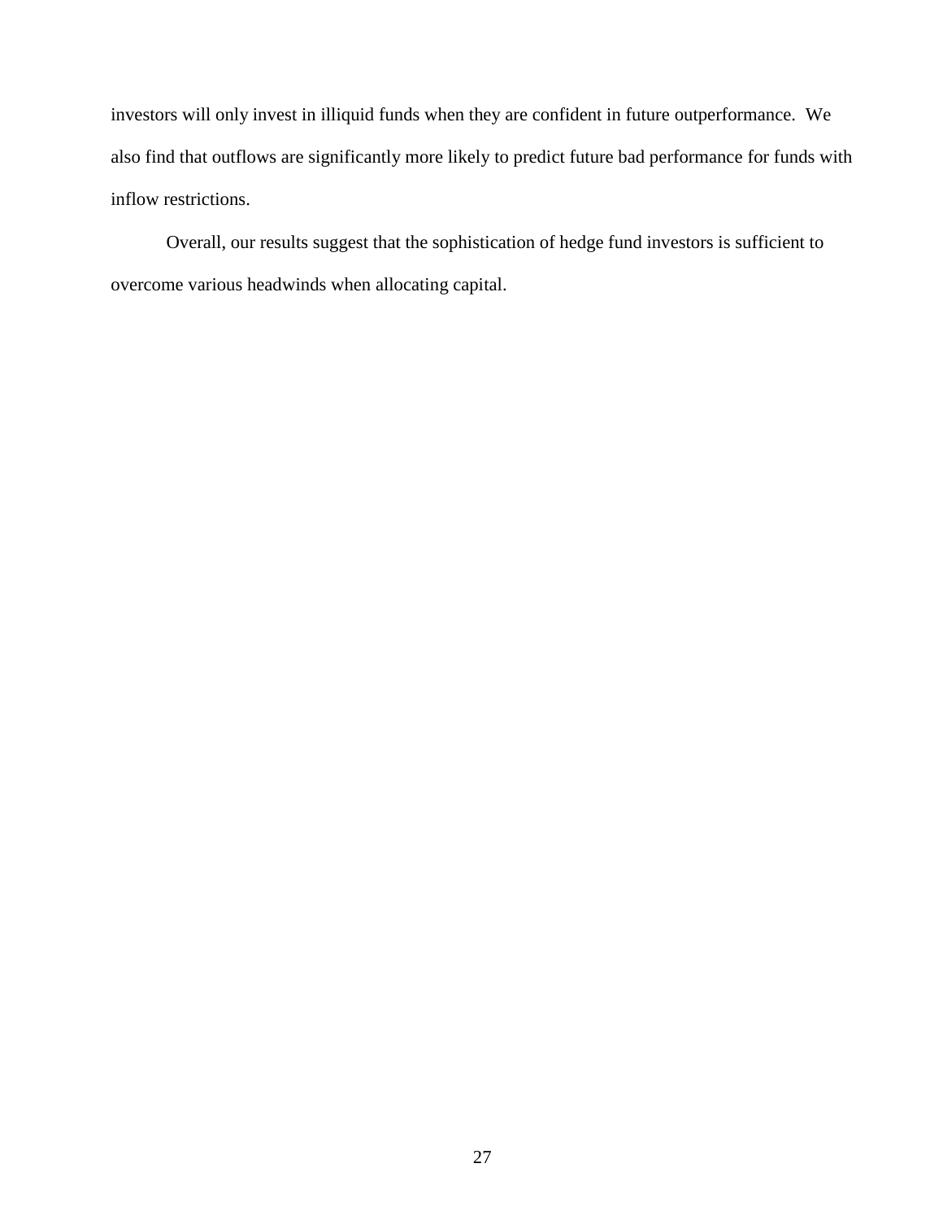investors will only invest in illiquid funds when they are confident in future outperformance. We also find that outflows are significantly more likely to predict future bad performance for funds with inflow restrictions.

Overall, our results suggest that the sophistication of hedge fund investors is sufficient to overcome various headwinds when allocating capital.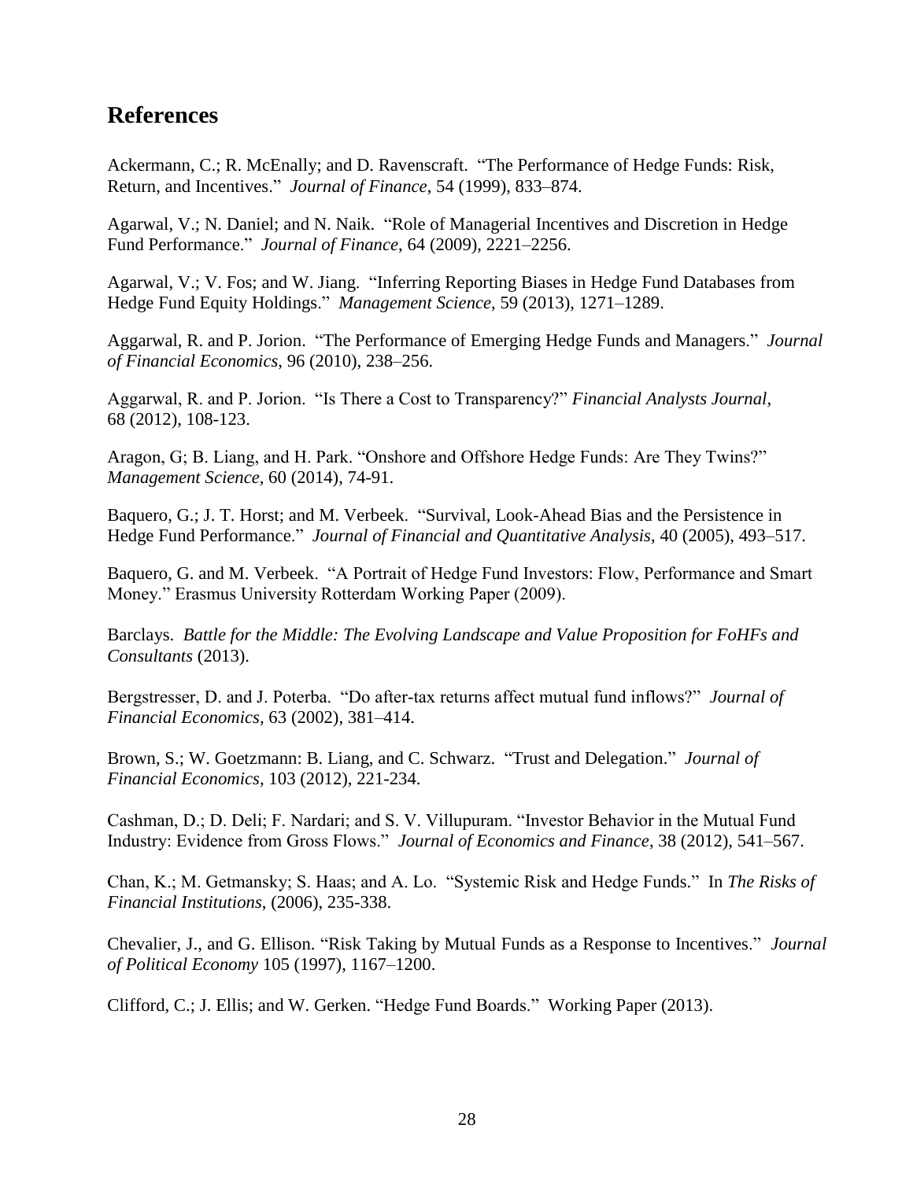## References

Ackermann, C.; R. McEnally; and D. Ravenscraft. "The Performance of Hedge Funds: Risk, Return, and Incentives." *Journal of Finance*, 54 (1999), 833–874.

Agarwal, V.; N. Daniel; and N. Naik. "Role of Managerial Incentives and Discretion in Hedge Fund Performance." *Journal of Finance*, 64 (2009), 2221–2256.

Agarwal, V.; V. Fos; and W. Jiang. "Inferring Reporting Biases in Hedge Fund Databases from Hedge Fund Equity Holdings." *Management Science*, 59 (2013), 1271–1289.

Aggarwal, R. and P. Jorion. "The Performance of Emerging Hedge Funds and Managers." *Journal of Financial Economics*, 96 (2010), 238–256.

Aggarwal, R. and P. Jorion. "Is There a Cost to Transparency?" *Financial Analysts Journal,* 68 (2012), 108-123.

Aragon, G; B. Liang, and H. Park. "Onshore and Offshore Hedge Funds: Are They Twins?" *Management Science,* 60 (2014), 74-91.

Baquero, G.; J. T. Horst; and M. Verbeek. "Survival, Look-Ahead Bias and the Persistence in Hedge Fund Performance." *Journal of Financial and Quantitative Analysis*, 40 (2005), 493–517.

Baquero, G. and M. Verbeek. "A Portrait of Hedge Fund Investors: Flow, Performance and Smart Money." Erasmus University Rotterdam Working Paper (2009).

Barclays. *Battle for the Middle: The Evolving Landscape and Value Proposition for FoHFs and Consultants* (2013).

Bergstresser, D. and J. Poterba. "Do after-tax returns affect mutual fund inflows?" *Journal of Financial Economics,* 63 (2002), 381–414.

Brown, S.; W. Goetzmann: B. Liang, and C. Schwarz. "Trust and Delegation." *Journal of Financial Economics,* 103 (2012), 221-234.

Cashman, D.; D. Deli; F. Nardari; and S. V. Villupuram. "Investor Behavior in the Mutual Fund Industry: Evidence from Gross Flows." *Journal of Economics and Finance*, 38 (2012), 541–567.

Chan, K.; M. Getmansky; S. Haas; and A. Lo. "Systemic Risk and Hedge Funds." In *The Risks of Financial Institutions*, (2006), 235-338.

Chevalier, J., and G. Ellison. "Risk Taking by Mutual Funds as a Response to Incentives." *Journal of Political Economy* 105 (1997), 1167–1200.

Clifford, C.; J. Ellis; and W. Gerken. "Hedge Fund Boards." Working Paper (2013).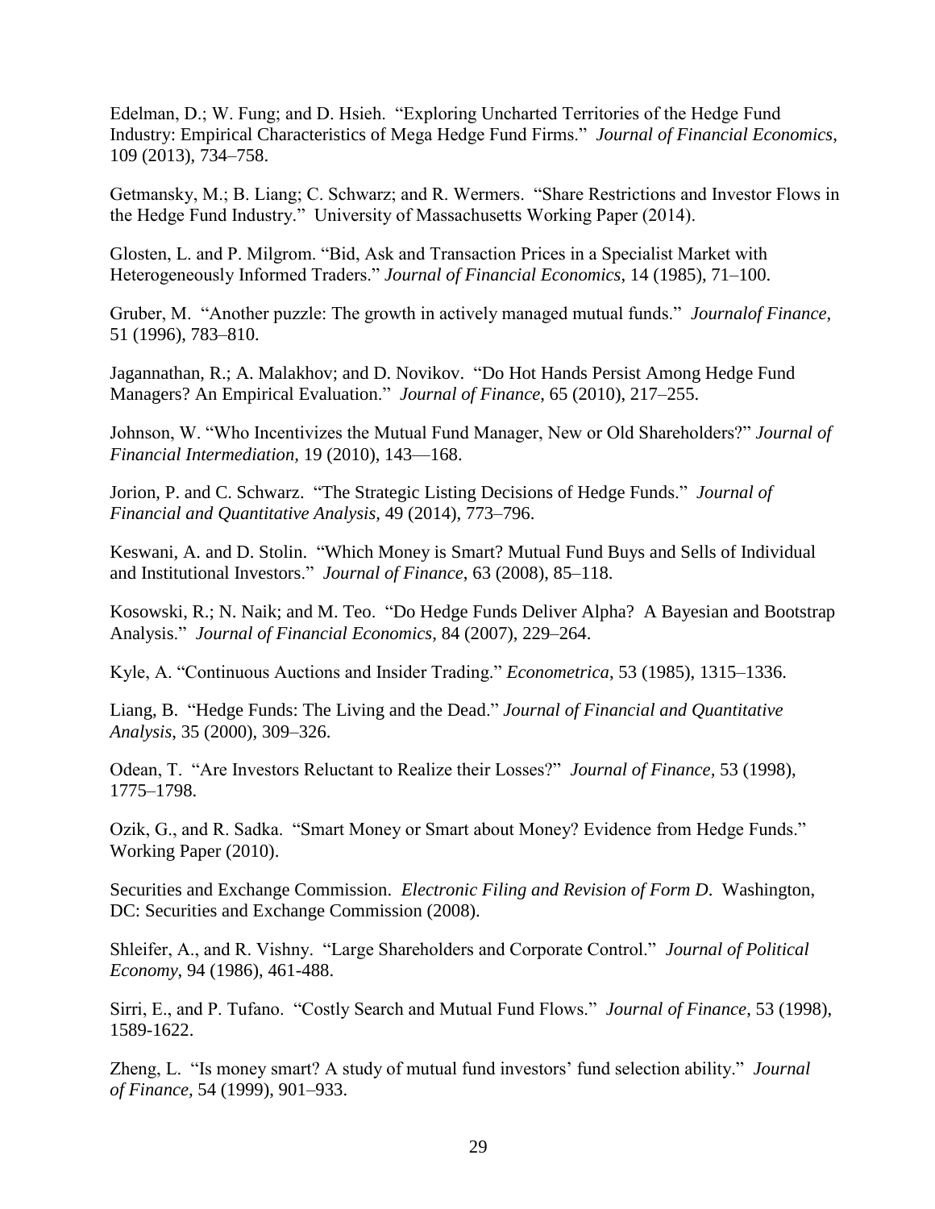Edelman, D.; W. Fung; and D. Hsieh. "Exploring Uncharted Territories of the Hedge Fund Industry: Empirical Characteristics of Mega Hedge Fund Firms." *Journal of Financial Economics,* 109 (2013), 734–758.

Getmansky, M.; B. Liang; C. Schwarz; and R. Wermers. "Share Restrictions and Investor Flows in the Hedge Fund Industry." University of Massachusetts Working Paper (2014).

Glosten, L. and P. Milgrom. "Bid, Ask and Transaction Prices in a Specialist Market with Heterogeneously Informed Traders." *Journal of Financial Economics*, 14 (1985), 71–100.

Gruber, M. "Another puzzle: The growth in actively managed mutual funds." *Journalof Finance,* 51 (1996), 783–810.

Jagannathan, R.; A. Malakhov; and D. Novikov. "Do Hot Hands Persist Among Hedge Fund Managers? An Empirical Evaluation." *Journal of Finance*, 65 (2010), 217–255.

Johnson, W. "Who Incentivizes the Mutual Fund Manager, New or Old Shareholders?" *Journal of Financial Intermediation*, 19 (2010), 143—168.

Jorion, P. and C. Schwarz. "The Strategic Listing Decisions of Hedge Funds." *Journal of Financial and Quantitative Analysis,* 49 (2014), 773–796.

Keswani, A. and D. Stolin. "Which Money is Smart? Mutual Fund Buys and Sells of Individual and Institutional Investors." *Journal of Finance*, 63 (2008), 85–118.

Kosowski, R.; N. Naik; and M. Teo. "Do Hedge Funds Deliver Alpha? A Bayesian and Bootstrap Analysis." *Journal of Financial Economics*, 84 (2007), 229–264.

Kyle, A. "Continuous Auctions and Insider Trading." *Econometrica*, 53 (1985), 1315–1336.

Liang, B. "Hedge Funds: The Living and the Dead." *Journal of Financial and Quantitative Analysis*, 35 (2000), 309–326.

Odean, T. "Are Investors Reluctant to Realize their Losses?" *Journal of Finance*, 53 (1998), 1775–1798.

Ozik, G., and R. Sadka. "Smart Money or Smart about Money? Evidence from Hedge Funds." Working Paper (2010).

Securities and Exchange Commission. *Electronic Filing and Revision of Form D*. Washington, DC: Securities and Exchange Commission (2008).

Shleifer, A., and R. Vishny. "Large Shareholders and Corporate Control." *Journal of Political Economy*, 94 (1986), 461-488.

Sirri, E., and P. Tufano. "Costly Search and Mutual Fund Flows." *Journal of Finance*, 53 (1998), 1589-1622.

Zheng, L. "Is money smart? A study of mutual fund investors' fund selection ability." *Journal of Finance,* 54 (1999), 901–933.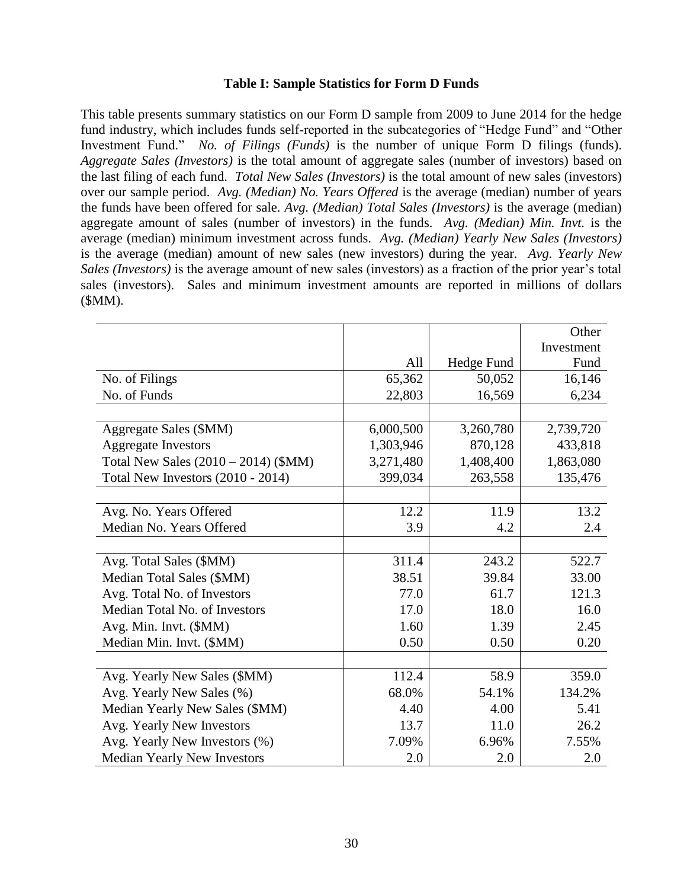**Table I: Sample Statistics for Form D Funds**

This table presents summary statistics on our Form D sample from 2009 to June 2014 for the hedge fund industry, which includes funds self-reported in the subcategories of "Hedge Fund" and "Other Investment Fund." *No. of Filings (Funds)* is the number of unique Form D filings (funds). *Aggregate Sales (Investors)* is the total amount of aggregate sales (number of investors) based on the last filing of each fund. *Total New Sales (Investors)* is the total amount of new sales (investors) over our sample period. *Avg. (Median) No. Years Offered* is the average (median) number of years the funds have been offered for sale. *Avg. (Median) Total Sales (Investors)* is the average (median) aggregate amount of sales (number of investors) in the funds. *Avg. (Median) Min. Invt.* is the average (median) minimum investment across funds. *Avg. (Median) Yearly New Sales (Investors)* is the average (median) amount of new sales (new investors) during the year. *Avg. Yearly New Sales (Investors)* is the average amount of new sales (investors) as a fraction of the prior year's total sales (investors). Sales and minimum investment amounts are reported in millions of dollars ($MM).

| | All | Hedge Fund | Other Investment Fund |
|---|---|---|---|
| No. of Filings | 65,362 | 50,052 | 16,146 |
| No. of Funds | 22,803 | 16,569 | 6,234 |
| | | | |
| Aggregate Sales ($MM) | 6,000,500 | 3,260,780 | 2,739,720 |
| Aggregate Investors | 1,303,946 | 870,128 | 433,818 |
| Total New Sales (2010 – 2014) ($MM) | 3,271,480 | 1,408,400 | 1,863,080 |
| Total New Investors (2010 - 2014) | 399,034 | 263,558 | 135,476 |
| | | | |
| Avg. No. Years Offered | 12.2 | 11.9 | 13.2 |
| Median No. Years Offered | 3.9 | 4.2 | 2.4 |
| | | | |
| Avg. Total Sales ($MM) | 311.4 | 243.2 | 522.7 |
| Median Total Sales ($MM) | 38.51 | 39.84 | 33.00 |
| Avg. Total No. of Investors | 77.0 | 61.7 | 121.3 |
| Median Total No. of Investors | 17.0 | 18.0 | 16.0 |
| Avg. Min. Invt. ($MM) | 1.60 | 1.39 | 2.45 |
| Median Min. Invt. ($MM) | 0.50 | 0.50 | 0.20 |
| | | | |
| Avg. Yearly New Sales ($MM) | 112.4 | 58.9 | 359.0 |
| Avg. Yearly New Sales (%) | 68.0% | 54.1% | 134.2% |
| Median Yearly New Sales ($MM) | 4.40 | 4.00 | 5.41 |
| Avg. Yearly New Investors | 13.7 | 11.0 | 26.2 |
| Avg. Yearly New Investors (%) | 7.09% | 6.96% | 7.55% |
| Median Yearly New Investors | 2.0 | 2.0 | 2.0 |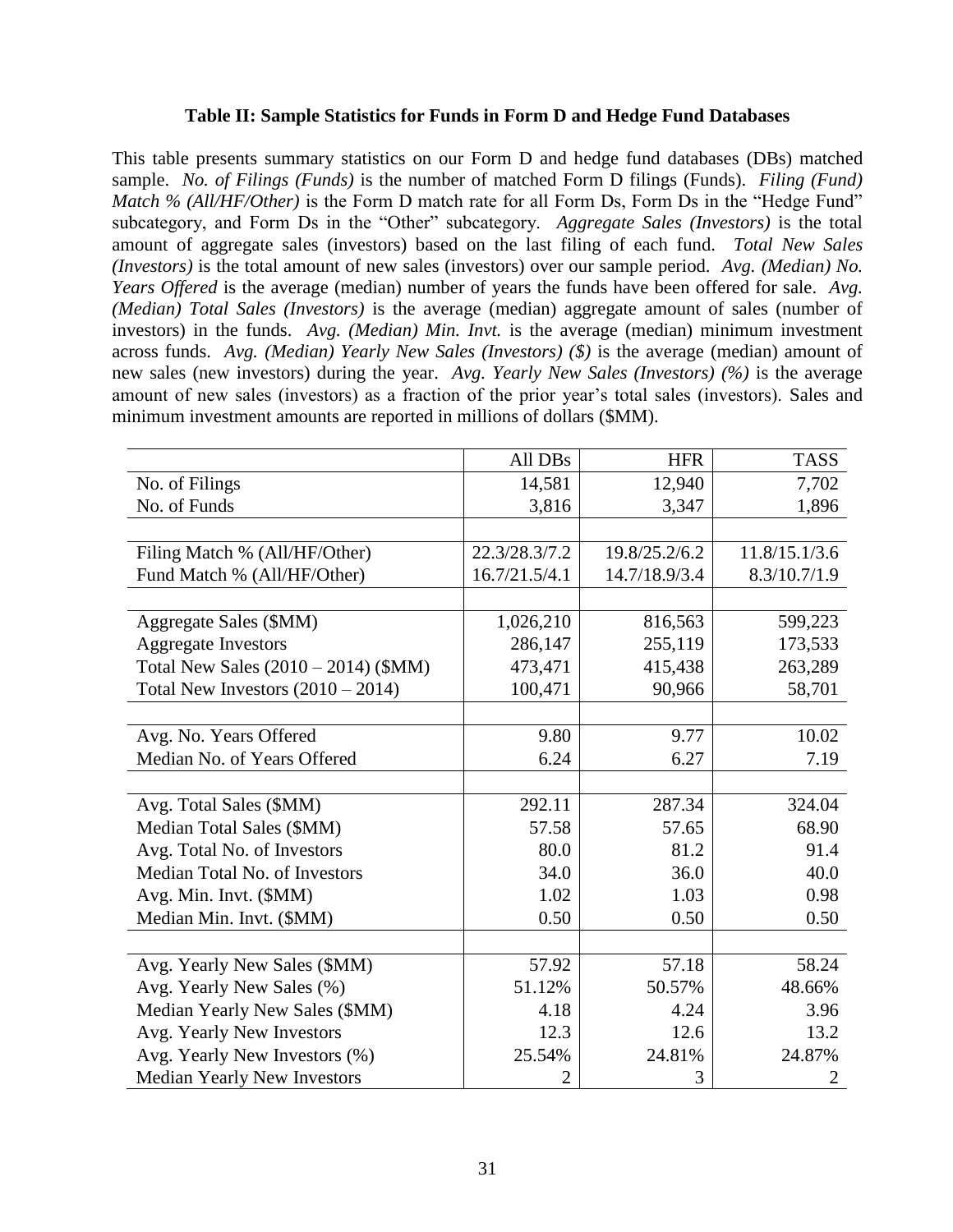### Table II: Sample Statistics for Funds in Form D and Hedge Fund Databases

This table presents summary statistics on our Form D and hedge fund databases (DBs) matched sample. *No. of Filings (Funds)* is the number of matched Form D filings (Funds). *Filing (Fund) Match % (All/HF/Other)* is the Form D match rate for all Form Ds, Form Ds in the "Hedge Fund" subcategory, and Form Ds in the "Other" subcategory. *Aggregate Sales (Investors)* is the total amount of aggregate sales (investors) based on the last filing of each fund. *Total New Sales (Investors)* is the total amount of new sales (investors) over our sample period. *Avg. (Median) No. Years Offered* is the average (median) number of years the funds have been offered for sale. *Avg. (Median) Total Sales (Investors)* is the average (median) aggregate amount of sales (number of investors) in the funds. *Avg. (Median) Min. Invt.* is the average (median) minimum investment across funds. *Avg. (Median) Yearly New Sales (Investors) ($)* is the average (median) amount of new sales (new investors) during the year. *Avg. Yearly New Sales (Investors) (%)* is the average amount of new sales (investors) as a fraction of the prior year's total sales (investors). Sales and minimum investment amounts are reported in millions of dollars ($MM).

| | All DBs | HFR | TASS |
|---|---|---|---|
| No. of Filings | 14,581 | 12,940 | 7,702 |
| No. of Funds | 3,816 | 3,347 | 1,896 |
| | | | |
| Filing Match % (All/HF/Other) | 22.3/28.3/7.2 | 19.8/25.2/6.2 | 11.8/15.1/3.6 |
| Fund Match % (All/HF/Other) | 16.7/21.5/4.1 | 14.7/18.9/3.4 | 8.3/10.7/1.9 |
| | | | |
| Aggregate Sales ($MM) | 1,026,210 | 816,563 | 599,223 |
| Aggregate Investors | 286,147 | 255,119 | 173,533 |
| Total New Sales (2010 – 2014) ($MM) | 473,471 | 415,438 | 263,289 |
| Total New Investors (2010 – 2014) | 100,471 | 90,966 | 58,701 |
| | | | |
| Avg. No. Years Offered | 9.80 | 9.77 | 10.02 |
| Median No. of Years Offered | 6.24 | 6.27 | 7.19 |
| | | | |
| Avg. Total Sales ($MM) | 292.11 | 287.34 | 324.04 |
| Median Total Sales ($MM) | 57.58 | 57.65 | 68.90 |
| Avg. Total No. of Investors | 80.0 | 81.2 | 91.4 |
| Median Total No. of Investors | 34.0 | 36.0 | 40.0 |
| Avg. Min. Invt. ($MM) | 1.02 | 1.03 | 0.98 |
| Median Min. Invt. ($MM) | 0.50 | 0.50 | 0.50 |
| | | | |
| Avg. Yearly New Sales ($MM) | 57.92 | 57.18 | 58.24 |
| Avg. Yearly New Sales (%) | 51.12% | 50.57% | 48.66% |
| Median Yearly New Sales ($MM) | 4.18 | 4.24 | 3.96 |
| Avg. Yearly New Investors | 12.3 | 12.6 | 13.2 |
| Avg. Yearly New Investors (%) | 25.54% | 24.81% | 24.87% |
| Median Yearly New Investors | 2 | 3 | 2 |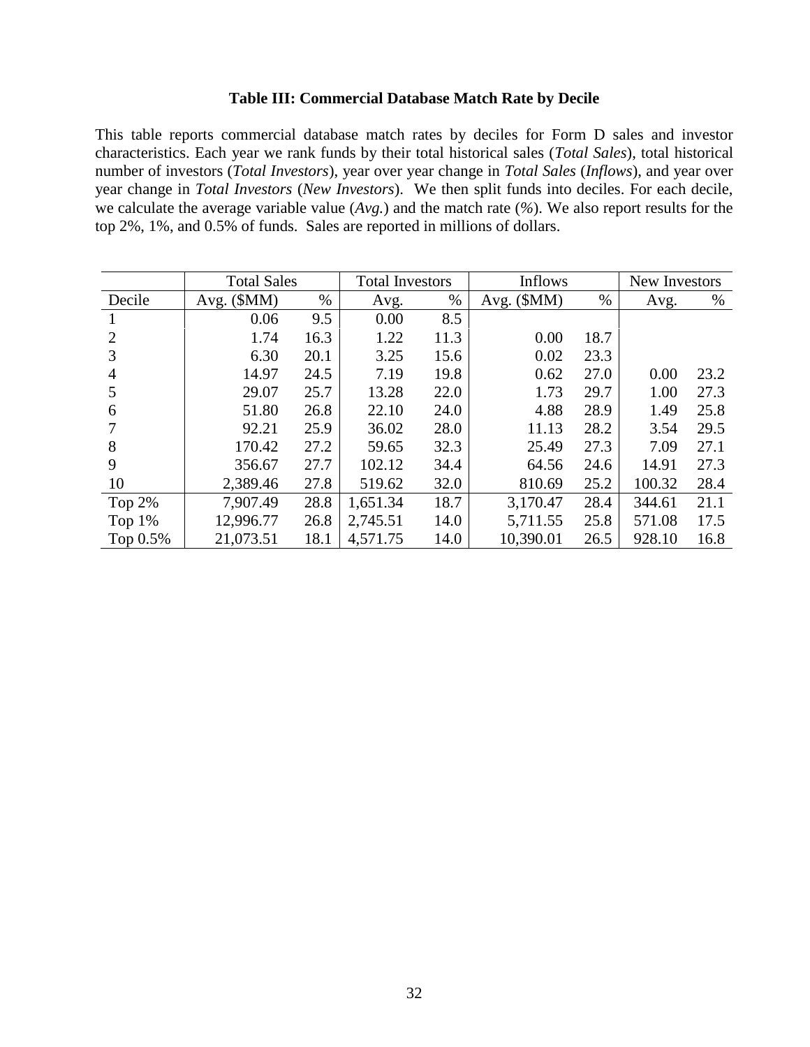**Table III: Commercial Database Match Rate by Decile**

This table reports commercial database match rates by deciles for Form D sales and investor characteristics. Each year we rank funds by their total historical sales (*Total Sales*), total historical number of investors (*Total Investors*), year over year change in *Total Sales* (*Inflows*), and year over year change in *Total Investors* (*New Investors*). We then split funds into deciles. For each decile, we calculate the average variable value (*Avg.*) and the match rate (*%*). We also report results for the top 2%, 1%, and 0.5% of funds. Sales are reported in millions of dollars.

| | Total Sales | | Total Investors | | Inflows | | New Investors | |
|---|---|---|---|---|---|---|---|---|
| Decile | Avg. ($MM) | % | Avg. | % | Avg. ($MM) | % | Avg. | % |
| 1 | 0.06 | 9.5 | 0.00 | 8.5 | | | | |
| 2 | 1.74 | 16.3 | 1.22 | 11.3 | 0.00 | 18.7 | | |
| 3 | 6.30 | 20.1 | 3.25 | 15.6 | 0.02 | 23.3 | | |
| 4 | 14.97 | 24.5 | 7.19 | 19.8 | 0.62 | 27.0 | 0.00 | 23.2 |
| 5 | 29.07 | 25.7 | 13.28 | 22.0 | 1.73 | 29.7 | 1.00 | 27.3 |
| 6 | 51.80 | 26.8 | 22.10 | 24.0 | 4.88 | 28.9 | 1.49 | 25.8 |
| 7 | 92.21 | 25.9 | 36.02 | 28.0 | 11.13 | 28.2 | 3.54 | 29.5 |
| 8 | 170.42 | 27.2 | 59.65 | 32.3 | 25.49 | 27.3 | 7.09 | 27.1 |
| 9 | 356.67 | 27.7 | 102.12 | 34.4 | 64.56 | 24.6 | 14.91 | 27.3 |
| 10 | 2,389.46 | 27.8 | 519.62 | 32.0 | 810.69 | 25.2 | 100.32 | 28.4 |
| Top 2% | 7,907.49 | 28.8 | 1,651.34 | 18.7 | 3,170.47 | 28.4 | 344.61 | 21.1 |
| Top 1% | 12,996.77 | 26.8 | 2,745.51 | 14.0 | 5,711.55 | 25.8 | 571.08 | 17.5 |
| Top 0.5% | 21,073.51 | 18.1 | 4,571.75 | 14.0 | 10,390.01 | 26.5 | 928.10 | 16.8 |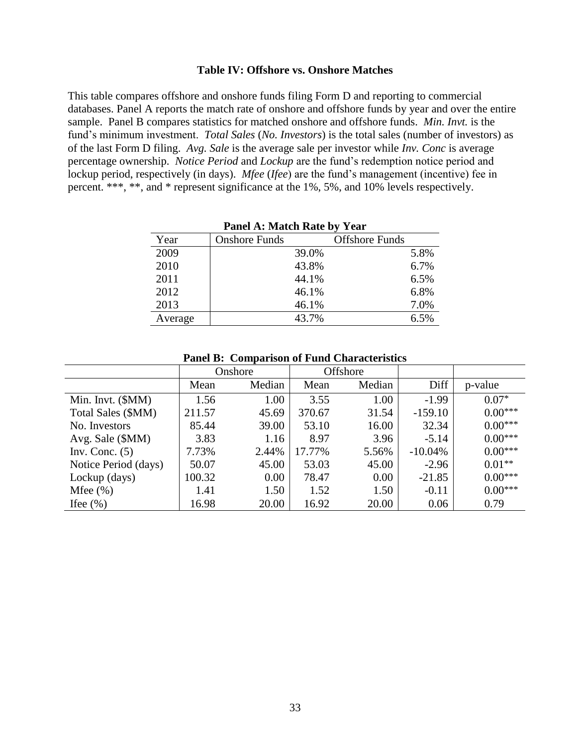### Table IV: Offshore vs. Onshore Matches

This table compares offshore and onshore funds filing Form D and reporting to commercial databases. Panel A reports the match rate of onshore and offshore funds by year and over the entire sample. Panel B compares statistics for matched onshore and offshore funds. *Min. Invt.* is the fund's minimum investment. *Total Sales* (*No. Investors*) is the total sales (number of investors) as of the last Form D filing. *Avg. Sale* is the average sale per investor while *Inv. Conc* is average percentage ownership. *Notice Period* and *Lockup* are the fund's redemption notice period and lockup period, respectively (in days). *Mfee* (*Ifee*) are the fund's management (incentive) fee in percent. ***, **, and * represent significance at the 1%, 5%, and 10% levels respectively.

**Panel A: Match Rate by Year**

| Year | Onshore Funds | Offshore Funds |
|---|---|---|
| 2009 | 39.0% | 5.8% |
| 2010 | 43.8% | 6.7% |
| 2011 | 44.1% | 6.5% |
| 2012 | 46.1% | 6.8% |
| 2013 | 46.1% | 7.0% |
| Average | 43.7% | 6.5% |

**Panel B: Comparison of Fund Characteristics**

| | Onshore | | Offshore | | | |
|---|---|---|---|---|---|---|
| | Mean | Median | Mean | Median | Diff | p-value |
| Min. Invt. ($MM) | 1.56 | 1.00 | 3.55 | 1.00 | -1.99 | 0.07* |
| Total Sales ($MM) | 211.57 | 45.69 | 370.67 | 31.54 | -159.10 | 0.00*** |
| No. Investors | 85.44 | 39.00 | 53.10 | 16.00 | 32.34 | 0.00*** |
| Avg. Sale ($MM) | 3.83 | 1.16 | 8.97 | 3.96 | -5.14 | 0.00*** |
| Inv. Conc. (5) | 7.73% | 2.44% | 17.77% | 5.56% | -10.04% | 0.00*** |
| Notice Period (days) | 50.07 | 45.00 | 53.03 | 45.00 | -2.96 | 0.01** |
| Lockup (days) | 100.32 | 0.00 | 78.47 | 0.00 | -21.85 | 0.00*** |
| Mfee (%) | 1.41 | 1.50 | 1.52 | 1.50 | -0.11 | 0.00*** |
| Ifee (%) | 16.98 | 20.00 | 16.92 | 20.00 | 0.06 | 0.79 |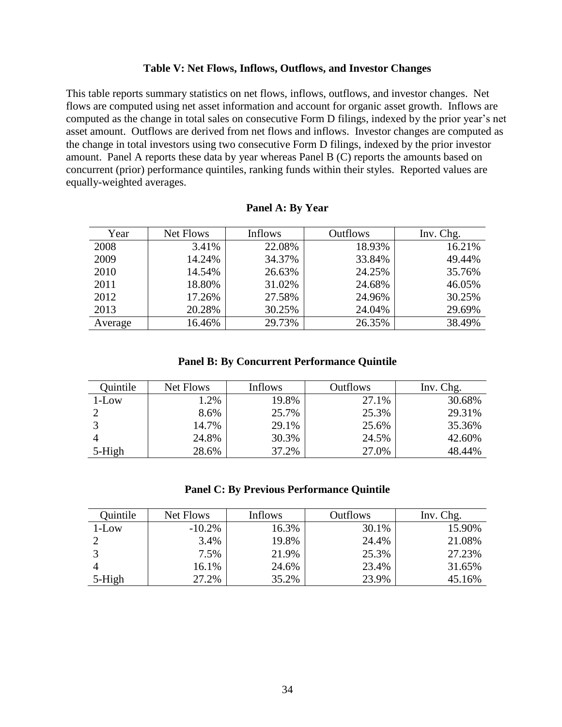### Table V: Net Flows, Inflows, Outflows, and Investor Changes

This table reports summary statistics on net flows, inflows, outflows, and investor changes. Net flows are computed using net asset information and account for organic asset growth. Inflows are computed as the change in total sales on consecutive Form D filings, indexed by the prior year's net asset amount. Outflows are derived from net flows and inflows. Investor changes are computed as the change in total investors using two consecutive Form D filings, indexed by the prior investor amount. Panel A reports these data by year whereas Panel B (C) reports the amounts based on concurrent (prior) performance quintiles, ranking funds within their styles. Reported values are equally-weighted averages.

**Panel A: By Year**

| Year | Net Flows | Inflows | Outflows | Inv. Chg. |
|---|---|---|---|---|
| 2008 | 3.41% | 22.08% | 18.93% | 16.21% |
| 2009 | 14.24% | 34.37% | 33.84% | 49.44% |
| 2010 | 14.54% | 26.63% | 24.25% | 35.76% |
| 2011 | 18.80% | 31.02% | 24.68% | 46.05% |
| 2012 | 17.26% | 27.58% | 24.96% | 30.25% |
| 2013 | 20.28% | 30.25% | 24.04% | 29.69% |
| Average | 16.46% | 29.73% | 26.35% | 38.49% |

**Panel B: By Concurrent Performance Quintile**

| Quintile | Net Flows | Inflows | Outflows | Inv. Chg. |
|---|---|---|---|---|
| 1-Low | 1.2% | 19.8% | 27.1% | 30.68% |
| 2 | 8.6% | 25.7% | 25.3% | 29.31% |
| 3 | 14.7% | 29.1% | 25.6% | 35.36% |
| 4 | 24.8% | 30.3% | 24.5% | 42.60% |
| 5-High | 28.6% | 37.2% | 27.0% | 48.44% |

**Panel C: By Previous Performance Quintile**

| Quintile | Net Flows | Inflows | Outflows | Inv. Chg. |
|---|---|---|---|---|
| 1-Low | -10.2% | 16.3% | 30.1% | 15.90% |
| 2 | 3.4% | 19.8% | 24.4% | 21.08% |
| 3 | 7.5% | 21.9% | 25.3% | 27.23% |
| 4 | 16.1% | 24.6% | 23.4% | 31.65% |
| 5-High | 27.2% | 35.2% | 23.9% | 45.16% |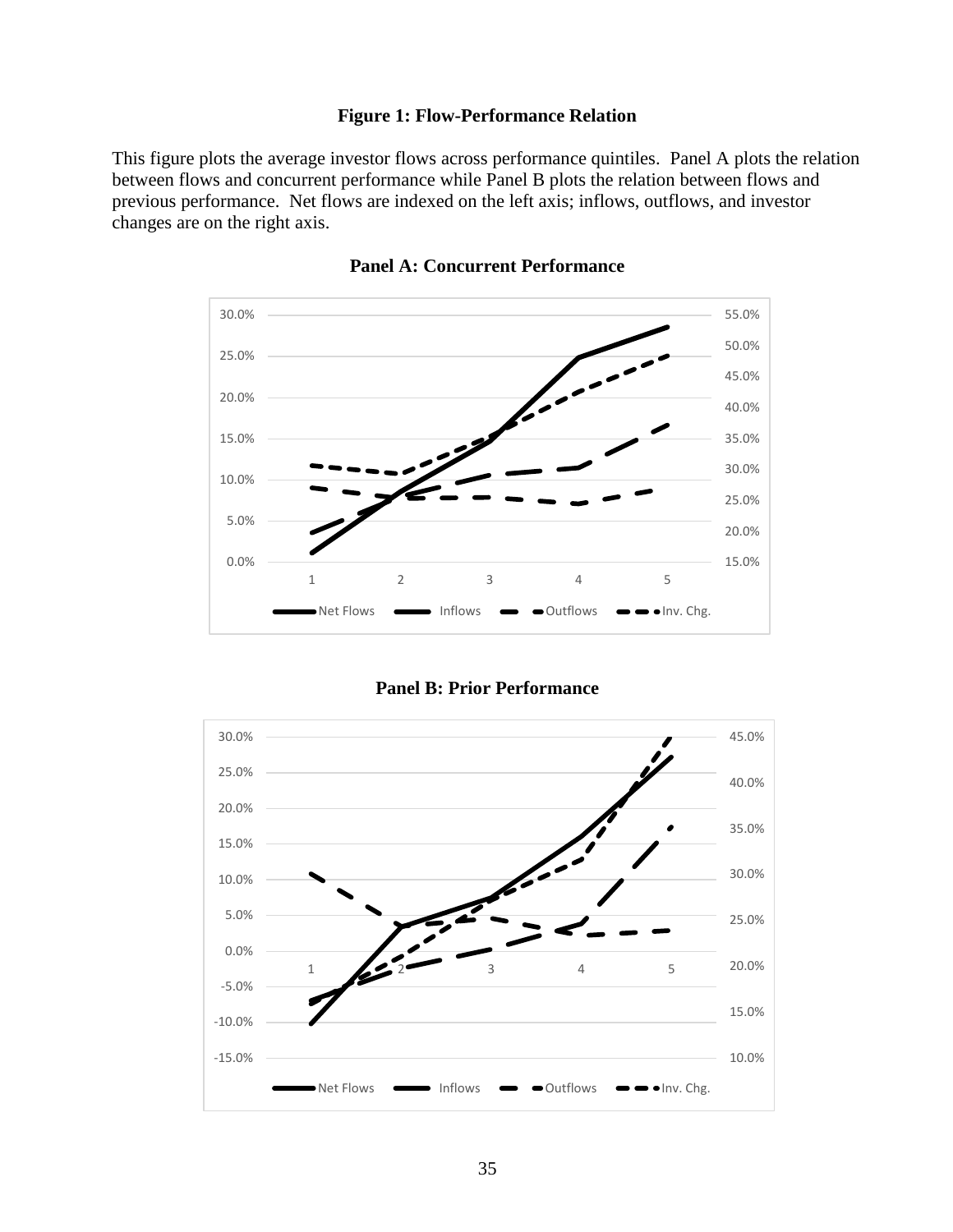**Figure 1: Flow-Performance Relation**

This figure plots the average investor flows across performance quintiles. Panel A plots the relation between flows and concurrent performance while Panel B plots the relation between flows and previous performance. Net flows are indexed on the left axis; inflows, outflows, and investor changes are on the right axis.

**Panel A: Concurrent Performance**

**Panel B: Prior Performance**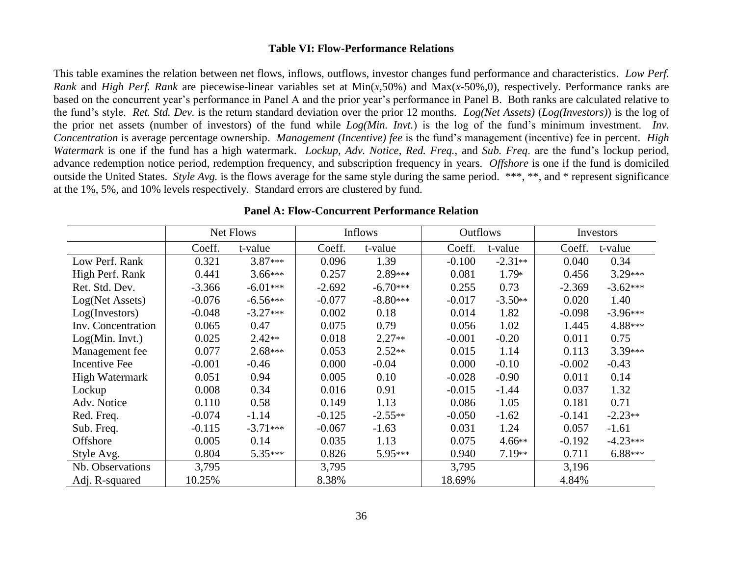### Table VI: Flow-Performance Relations

This table examines the relation between net flows, inflows, outflows, investor changes fund performance and characteristics. *Low Perf. Rank* and *High Perf. Rank* are piecewise-linear variables set at Min($x$,50%) and Max($x$-50%,0), respectively. Performance ranks are based on the concurrent year's performance in Panel A and the prior year's performance in Panel B. Both ranks are calculated relative to the fund's style. *Ret. Std. Dev.* is the return standard deviation over the prior 12 months. *Log(Net Assets)* (*Log(Investors)*) is the log of the prior net assets (number of investors) of the fund while *Log(Min. Invt.*) is the log of the fund's minimum investment. *Inv. Concentration* is average percentage ownership. *Management (Incentive) fee* is the fund's management (incentive) fee in percent. *High Watermark* is one if the fund has a high watermark. *Lockup, Adv. Notice*, *Red. Freq.*, and *Sub. Freq*. are the fund's lockup period, advance redemption notice period, redemption frequency, and subscription frequency in years. *Offshore* is one if the fund is domiciled outside the United States. *Style Avg.* is the flows average for the same style during the same period. ***, **, and * represent significance at the 1%, 5%, and 10% levels respectively. Standard errors are clustered by fund.

**Panel A: Flow-Concurrent Performance Relation**

| | Net Flows | | Inflows | | Outflows | | Investors | |
|---|---|---|---|---|---|---|---|---|
| | Coeff. | t-value | Coeff. | t-value | Coeff. | t-value | Coeff. | t-value |
| Low Perf. Rank | 0.321 | 3.87*** | 0.096 | 1.39 | -0.100 | -2.31** | 0.040 | 0.34 |
| High Perf. Rank | 0.441 | 3.66*** | 0.257 | 2.89*** | 0.081 | 1.79* | 0.456 | 3.29*** |
| Ret. Std. Dev. | -3.366 | -6.01*** | -2.692 | -6.70*** | 0.255 | 0.73 | -2.369 | -3.62*** |
| Log(Net Assets) | -0.076 | -6.56*** | -0.077 | -8.80*** | -0.017 | -3.50** | 0.020 | 1.40 |
| Log(Investors) | -0.048 | -3.27*** | 0.002 | 0.18 | 0.014 | 1.82 | -0.098 | -3.96*** |
| Inv. Concentration | 0.065 | 0.47 | 0.075 | 0.79 | 0.056 | 1.02 | 1.445 | 4.88*** |
| Log(Min. Invt.) | 0.025 | 2.42** | 0.018 | 2.27** | -0.001 | -0.20 | 0.011 | 0.75 |
| Management fee | 0.077 | 2.68*** | 0.053 | 2.52** | 0.015 | 1.14 | 0.113 | 3.39*** |
| Incentive Fee | -0.001 | -0.46 | 0.000 | -0.04 | 0.000 | -0.10 | -0.002 | -0.43 |
| High Watermark | 0.051 | 0.94 | 0.005 | 0.10 | -0.028 | -0.90 | 0.011 | 0.14 |
| Lockup | 0.008 | 0.34 | 0.016 | 0.91 | -0.015 | -1.44 | 0.037 | 1.32 |
| Adv. Notice | 0.110 | 0.58 | 0.149 | 1.13 | 0.086 | 1.05 | 0.181 | 0.71 |
| Red. Freq. | -0.074 | -1.14 | -0.125 | -2.55** | -0.050 | -1.62 | -0.141 | -2.23** |
| Sub. Freq. | -0.115 | -3.71*** | -0.067 | -1.63 | 0.031 | 1.24 | 0.057 | -1.61 |
| Offshore | 0.005 | 0.14 | 0.035 | 1.13 | 0.075 | 4.66** | -0.192 | -4.23*** |
| Style Avg. | 0.804 | 5.35*** | 0.826 | 5.95*** | 0.940 | 7.19** | 0.711 | 6.88*** |
| Nb. Observations | 3,795 | | 3,795 | | 3,795 | | 3,196 | |
| Adj. R-squared | 10.25% | | 8.38% | | 18.69% | | 4.84% | |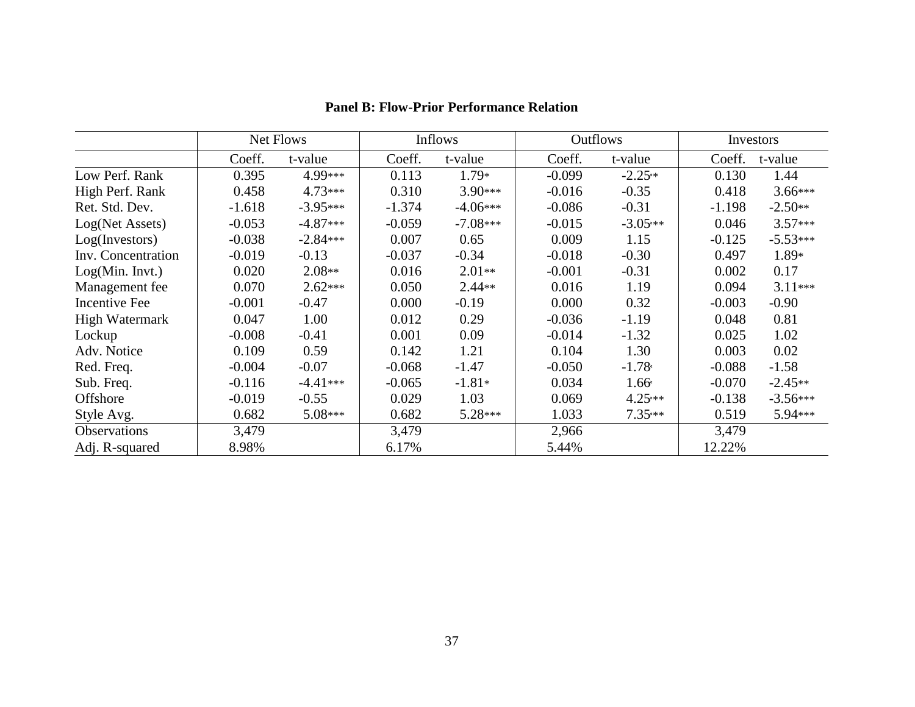**Panel B: Flow-Prior Performance Relation**

| | Net Flows | | Inflows | | Outflows | | Investors | |
|---|---|---|---|---|---|---|---|---|
| | Coeff. | t-value | Coeff. | t-value | Coeff. | t-value | Coeff. | t-value |
| Low Perf. Rank | 0.395 | 4.99*** | 0.113 | 1.79* | -0.099 | -2.25** | 0.130 | 1.44 |
| High Perf. Rank | 0.458 | 4.73*** | 0.310 | 3.90*** | -0.016 | -0.35 | 0.418 | 3.66*** |
| Ret. Std. Dev. | -1.618 | -3.95*** | -1.374 | -4.06*** | -0.086 | -0.31 | -1.198 | -2.50** |
| Log(Net Assets) | -0.053 | -4.87*** | -0.059 | -7.08*** | -0.015 | -3.05*** | 0.046 | 3.57*** |
| Log(Investors) | -0.038 | -2.84*** | 0.007 | 0.65 | 0.009 | 1.15 | -0.125 | -5.53*** |
| Inv. Concentration | -0.019 | -0.13 | -0.037 | -0.34 | -0.018 | -0.30 | 0.497 | 1.89* |
| Log(Min. Invt.) | 0.020 | 2.08** | 0.016 | 2.01** | -0.001 | -0.31 | 0.002 | 0.17 |
| Management fee | 0.070 | 2.62*** | 0.050 | 2.44** | 0.016 | 1.19 | 0.094 | 3.11*** |
| Incentive Fee | -0.001 | -0.47 | 0.000 | -0.19 | 0.000 | 0.32 | -0.003 | -0.90 |
| High Watermark | 0.047 | 1.00 | 0.012 | 0.29 | -0.036 | -1.19 | 0.048 | 0.81 |
| Lockup | -0.008 | -0.41 | 0.001 | 0.09 | -0.014 | -1.32 | 0.025 | 1.02 |
| Adv. Notice | 0.109 | 0.59 | 0.142 | 1.21 | 0.104 | 1.30 | 0.003 | 0.02 |
| Red. Freq. | -0.004 | -0.07 | -0.068 | -1.47 | -0.050 | -1.78* | -0.088 | -1.58 |
| Sub. Freq. | -0.116 | -4.41*** | -0.065 | -1.81* | 0.034 | 1.66* | -0.070 | -2.45** |
| Offshore | -0.019 | -0.55 | 0.029 | 1.03 | 0.069 | 4.25*** | -0.138 | -3.56*** |
| Style Avg. | 0.682 | 5.08*** | 0.682 | 5.28*** | 1.033 | 7.35*** | 0.519 | 5.94*** |
| Observations | 3,479 | | 3,479 | | 2,966 | | 3,479 | |
| Adj. R-squared | 8.98% | | 6.17% | | 5.44% | | 12.22% | |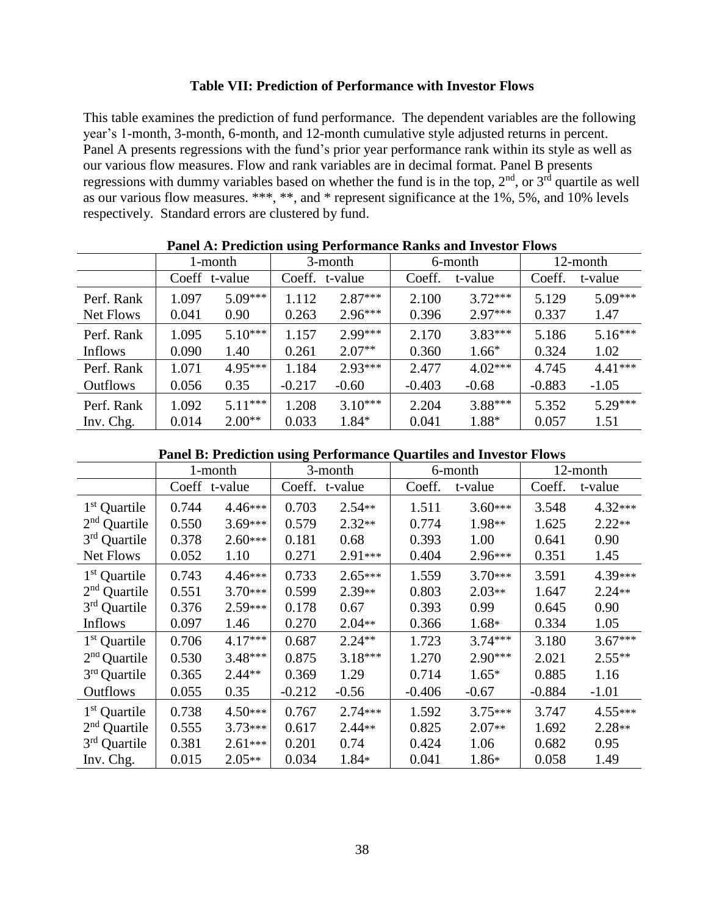**Table VII: Prediction of Performance with Investor Flows**

This table examines the prediction of fund performance. The dependent variables are the following year's 1-month, 3-month, 6-month, and 12-month cumulative style adjusted returns in percent. Panel A presents regressions with the fund's prior year performance rank within its style as well as our various flow measures. Flow and rank variables are in decimal format. Panel B presents regressions with dummy variables based on whether the fund is in the top, 2nd, or 3rd quartile as well as our various flow measures. ***, **, and * represent significance at the 1%, 5%, and 10% levels respectively. Standard errors are clustered by fund.

**Panel A: Prediction using Performance Ranks and Investor Flows**

| | 1-month | | 3-month | | 6-month | | 12-month | |
|---|---|---|---|---|---|---|---|---|
| | Coeff | t-value | Coeff. | t-value | Coeff. | t-value | Coeff. | t-value |
| Perf. Rank | 1.097 | 5.09*** | 1.112 | 2.87*** | 2.100 | 3.72*** | 5.129 | 5.09*** |
| Net Flows | 0.041 | 0.90 | 0.263 | 2.96*** | 0.396 | 2.97*** | 0.337 | 1.47 |
| Perf. Rank | 1.095 | 5.10*** | 1.157 | 2.99*** | 2.170 | 3.83*** | 5.186 | 5.16*** |
| Inflows | 0.090 | 1.40 | 0.261 | 2.07** | 0.360 | 1.66* | 0.324 | 1.02 |
| Perf. Rank | 1.071 | 4.95*** | 1.184 | 2.93*** | 2.477 | 4.02*** | 4.745 | 4.41*** |
| Outflows | 0.056 | 0.35 | -0.217 | -0.60 | -0.403 | -0.68 | -0.883 | -1.05 |
| Perf. Rank | 1.092 | 5.11*** | 1.208 | 3.10*** | 2.204 | 3.88*** | 5.352 | 5.29*** |
| Inv. Chg. | 0.014 | 2.00** | 0.033 | 1.84* | 0.041 | 1.88* | 0.057 | 1.51 |

**Panel B: Prediction using Performance Quartiles and Investor Flows**

| | 1-month | | 3-month | | 6-month | | 12-month | |
|---|---|---|---|---|---|---|---|---|
| | Coeff | t-value | Coeff. | t-value | Coeff. | t-value | Coeff. | t-value |
| 1st Quartile | 0.744 | 4.46*** | 0.703 | 2.54** | 1.511 | 3.60*** | 3.548 | 4.32*** |
| 2nd Quartile | 0.550 | 3.69*** | 0.579 | 2.32** | 0.774 | 1.98** | 1.625 | 2.22** |
| 3rd Quartile | 0.378 | 2.60*** | 0.181 | 0.68 | 0.393 | 1.00 | 0.641 | 0.90 |
| Net Flows | 0.052 | 1.10 | 0.271 | 2.91*** | 0.404 | 2.96*** | 0.351 | 1.45 |
| 1st Quartile | 0.743 | 4.46*** | 0.733 | 2.65*** | 1.559 | 3.70*** | 3.591 | 4.39*** |
| 2nd Quartile | 0.551 | 3.70*** | 0.599 | 2.39** | 0.803 | 2.03** | 1.647 | 2.24** |
| 3rd Quartile | 0.376 | 2.59*** | 0.178 | 0.67 | 0.393 | 0.99 | 0.645 | 0.90 |
| Inflows | 0.097 | 1.46 | 0.270 | 2.04** | 0.366 | 1.68* | 0.334 | 1.05 |
| 1st Quartile | 0.706 | 4.17*** | 0.687 | 2.24** | 1.723 | 3.74*** | 3.180 | 3.67*** |
| 2nd Quartile | 0.530 | 3.48*** | 0.875 | 3.18*** | 1.270 | 2.90*** | 2.021 | 2.55** |
| 3rd Quartile | 0.365 | 2.44** | 0.369 | 1.29 | 0.714 | 1.65* | 0.885 | 1.16 |
| Outflows | 0.055 | 0.35 | -0.212 | -0.56 | -0.406 | -0.67 | -0.884 | -1.01 |
| 1st Quartile | 0.738 | 4.50*** | 0.767 | 2.74*** | 1.592 | 3.75*** | 3.747 | 4.55*** |
| 2nd Quartile | 0.555 | 3.73*** | 0.617 | 2.44** | 0.825 | 2.07** | 1.692 | 2.28** |
| 3rd Quartile | 0.381 | 2.61*** | 0.201 | 0.74 | 0.424 | 1.06 | 0.682 | 0.95 |
| Inv. Chg. | 0.015 | 2.05** | 0.034 | 1.84* | 0.041 | 1.86* | 0.058 | 1.49 |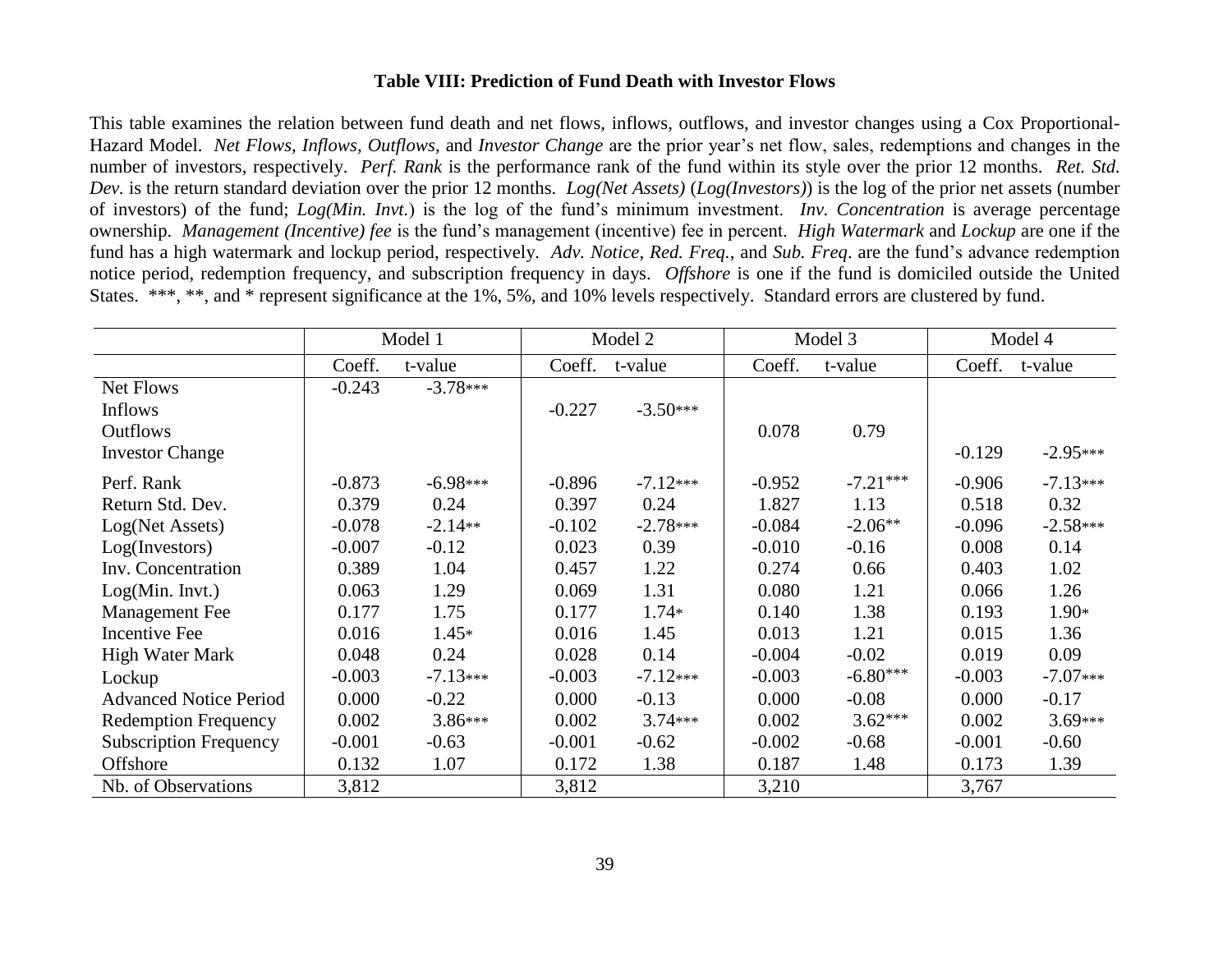### Table VIII: Prediction of Fund Death with Investor Flows

This table examines the relation between fund death and net flows, inflows, outflows, and investor changes using a Cox Proportional-Hazard Model. *Net Flows, Inflows, Outflows,* and *Investor Change* are the prior year's net flow, sales, redemptions and changes in the number of investors, respectively. *Perf. Rank* is the performance rank of the fund within its style over the prior 12 months. *Ret. Std. Dev.* is the return standard deviation over the prior 12 months. *Log(Net Assets)* (*Log(Investors)*) is the log of the prior net assets (number of investors) of the fund; *Log(Min. Invt.*) is the log of the fund's minimum investment. *Inv. Concentration* is average percentage ownership. *Management (Incentive) fee* is the fund's management (incentive) fee in percent. *High Watermark* and *Lockup* are one if the fund has a high watermark and lockup period, respectively. *Adv. Notice*, *Red. Freq.*, and *Sub. Freq*. are the fund's advance redemption notice period, redemption frequency, and subscription frequency in days. *Offshore* is one if the fund is domiciled outside the United States. \*\*\*, \*\*, and \* represent significance at the 1%, 5%, and 10% levels respectively. Standard errors are clustered by fund.

| | Model 1 | | Model 2 | | Model 3 | | Model 4 | |
|---|---|---|---|---|---|---|---|---|
| | Coeff. | t-value | Coeff. | t-value | Coeff. | t-value | Coeff. | t-value |
| Net Flows | -0.243 | -3.78*** | | | | | | |
| Inflows | | | -0.227 | -3.50*** | | | | |
| Outflows | | | | | 0.078 | 0.79 | | |
| Investor Change | | | | | | | -0.129 | -2.95*** |
| Perf. Rank | -0.873 | -6.98*** | -0.896 | -7.12*** | -0.952 | -7.21*** | -0.906 | -7.13*** |
| Return Std. Dev. | 0.379 | 0.24 | 0.397 | 0.24 | 1.827 | 1.13 | 0.518 | 0.32 |
| Log(Net Assets) | -0.078 | -2.14** | -0.102 | -2.78*** | -0.084 | -2.06** | -0.096 | -2.58*** |
| Log(Investors) | -0.007 | -0.12 | 0.023 | 0.39 | -0.010 | -0.16 | 0.008 | 0.14 |
| Inv. Concentration | 0.389 | 1.04 | 0.457 | 1.22 | 0.274 | 0.66 | 0.403 | 1.02 |
| Log(Min. Invt.) | 0.063 | 1.29 | 0.069 | 1.31 | 0.080 | 1.21 | 0.066 | 1.26 |
| Management Fee | 0.177 | 1.75 | 0.177 | 1.74* | 0.140 | 1.38 | 0.193 | 1.90* |
| Incentive Fee | 0.016 | 1.45* | 0.016 | 1.45 | 0.013 | 1.21 | 0.015 | 1.36 |
| High Water Mark | 0.048 | 0.24 | 0.028 | 0.14 | -0.004 | -0.02 | 0.019 | 0.09 |
| Lockup | -0.003 | -7.13*** | -0.003 | -7.12*** | -0.003 | -6.80*** | -0.003 | -7.07*** |
| Advanced Notice Period | 0.000 | -0.22 | 0.000 | -0.13 | 0.000 | -0.08 | 0.000 | -0.17 |
| Redemption Frequency | 0.002 | 3.86*** | 0.002 | 3.74*** | 0.002 | 3.62*** | 0.002 | 3.69*** |
| Subscription Frequency | -0.001 | -0.63 | -0.001 | -0.62 | -0.002 | -0.68 | -0.001 | -0.60 |
| Offshore | 0.132 | 1.07 | 0.172 | 1.38 | 0.187 | 1.48 | 0.173 | 1.39 |
| Nb. of Observations | 3,812 | | 3,812 | | 3,210 | | 3,767 | |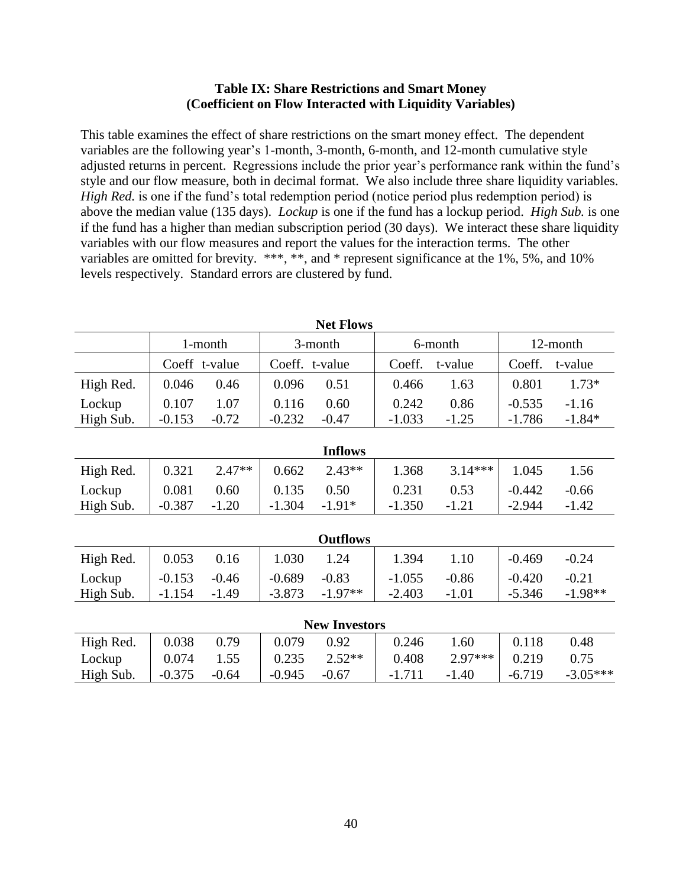**Table IX: Share Restrictions and Smart Money**
**(Coefficient on Flow Interacted with Liquidity Variables)**

This table examines the effect of share restrictions on the smart money effect. The dependent variables are the following year's 1-month, 3-month, 6-month, and 12-month cumulative style adjusted returns in percent. Regressions include the prior year's performance rank within the fund's style and our flow measure, both in decimal format. We also include three share liquidity variables. *High Red.* is one if the fund's total redemption period (notice period plus redemption period) is above the median value (135 days). *Lockup* is one if the fund has a lockup period. *High Sub.* is one if the fund has a higher than median subscription period (30 days). We interact these share liquidity variables with our flow measures and report the values for the interaction terms. The other variables are omitted for brevity. ***, **, and * represent significance at the 1%, 5%, and 10% levels respectively. Standard errors are clustered by fund.

| | 1-month | | 3-month | | 6-month | | 12-month | |
|---|---|---|---|---|---|---|---|---|
| | Coeff | t-value | Coeff. | t-value | Coeff. | t-value | Coeff. | t-value |
| **Net Flows** | | | | | | | | |
| High Red. | 0.046 | 0.46 | 0.096 | 0.51 | 0.466 | 1.63 | 0.801 | 1.73* |
| Lockup | 0.107 | 1.07 | 0.116 | 0.60 | 0.242 | 0.86 | -0.535 | -1.16 |
| High Sub. | -0.153 | -0.72 | -0.232 | -0.47 | -1.033 | -1.25 | -1.786 | -1.84* |
| **Inflows** | | | | | | | | |
| High Red. | 0.321 | 2.47** | 0.662 | 2.43** | 1.368 | 3.14*** | 1.045 | 1.56 |
| Lockup | 0.081 | 0.60 | 0.135 | 0.50 | 0.231 | 0.53 | -0.442 | -0.66 |
| High Sub. | -0.387 | -1.20 | -1.304 | -1.91* | -1.350 | -1.21 | -2.944 | -1.42 |
| **Outflows** | | | | | | | | |
| High Red. | 0.053 | 0.16 | 1.030 | 1.24 | 1.394 | 1.10 | -0.469 | -0.24 |
| Lockup | -0.153 | -0.46 | -0.689 | -0.83 | -1.055 | -0.86 | -0.420 | -0.21 |
| High Sub. | -1.154 | -1.49 | -3.873 | -1.97** | -2.403 | -1.01 | -5.346 | -1.98** |
| **New Investors** | | | | | | | | |
| High Red. | 0.038 | 0.79 | 0.079 | 0.92 | 0.246 | 1.60 | 0.118 | 0.48 |
| Lockup | 0.074 | 1.55 | 0.235 | 2.52** | 0.408 | 2.97*** | 0.219 | 0.75 |
| High Sub. | -0.375 | -0.64 | -0.945 | -0.67 | -1.711 | -1.40 | -6.719 | -3.05*** |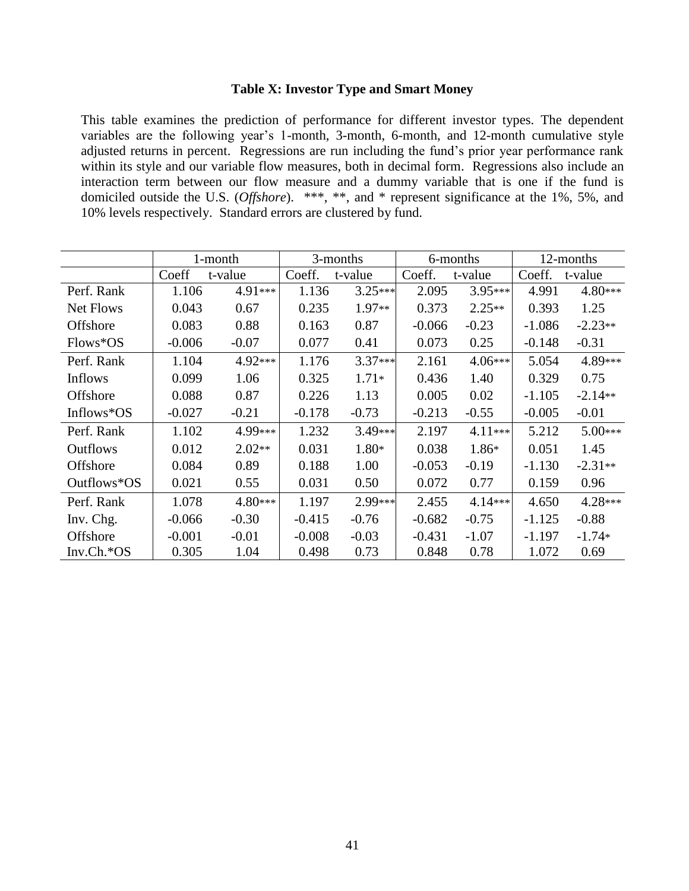**Table X: Investor Type and Smart Money**

This table examines the prediction of performance for different investor types. The dependent variables are the following year's 1-month, 3-month, 6-month, and 12-month cumulative style adjusted returns in percent. Regressions are run including the fund's prior year performance rank within its style and our variable flow measures, both in decimal form. Regressions also include an interaction term between our flow measure and a dummy variable that is one if the fund is domiciled outside the U.S. (*Offshore*). ***, **, and * represent significance at the 1%, 5%, and 10% levels respectively. Standard errors are clustered by fund.

| | 1-month | | 3-months | | 6-months | | 12-months | |
|---|---|---|---|---|---|---|---|---|
| | Coeff | t-value | Coeff. | t-value | Coeff. | t-value | Coeff. | t-value |
| Perf. Rank | 1.106 | 4.91*** | 1.136 | 3.25*** | 2.095 | 3.95*** | 4.991 | 4.80*** |
| Net Flows | 0.043 | 0.67 | 0.235 | 1.97** | 0.373 | 2.25** | 0.393 | 1.25 |
| Offshore | 0.083 | 0.88 | 0.163 | 0.87 | -0.066 | -0.23 | -1.086 | -2.23** |
| Flows*OS | -0.006 | -0.07 | 0.077 | 0.41 | 0.073 | 0.25 | -0.148 | -0.31 |
| Perf. Rank | 1.104 | 4.92*** | 1.176 | 3.37*** | 2.161 | 4.06*** | 5.054 | 4.89*** |
| Inflows | 0.099 | 1.06 | 0.325 | 1.71* | 0.436 | 1.40 | 0.329 | 0.75 |
| Offshore | 0.088 | 0.87 | 0.226 | 1.13 | 0.005 | 0.02 | -1.105 | -2.14** |
| Inflows*OS | -0.027 | -0.21 | -0.178 | -0.73 | -0.213 | -0.55 | -0.005 | -0.01 |
| Perf. Rank | 1.102 | 4.99*** | 1.232 | 3.49*** | 2.197 | 4.11*** | 5.212 | 5.00*** |
| Outflows | 0.012 | 2.02** | 0.031 | 1.80* | 0.038 | 1.86* | 0.051 | 1.45 |
| Offshore | 0.084 | 0.89 | 0.188 | 1.00 | -0.053 | -0.19 | -1.130 | -2.31** |
| Outflows*OS | 0.021 | 0.55 | 0.031 | 0.50 | 0.072 | 0.77 | 0.159 | 0.96 |
| Perf. Rank | 1.078 | 4.80*** | 1.197 | 2.99*** | 2.455 | 4.14*** | 4.650 | 4.28*** |
| Inv. Chg. | -0.066 | -0.30 | -0.415 | -0.76 | -0.682 | -0.75 | -1.125 | -0.88 |
| Offshore | -0.001 | -0.01 | -0.008 | -0.03 | -0.431 | -1.07 | -1.197 | -1.74* |
| Inv.Ch.*OS | 0.305 | 1.04 | 0.498 | 0.73 | 0.848 | 0.78 | 1.072 | 0.69 |